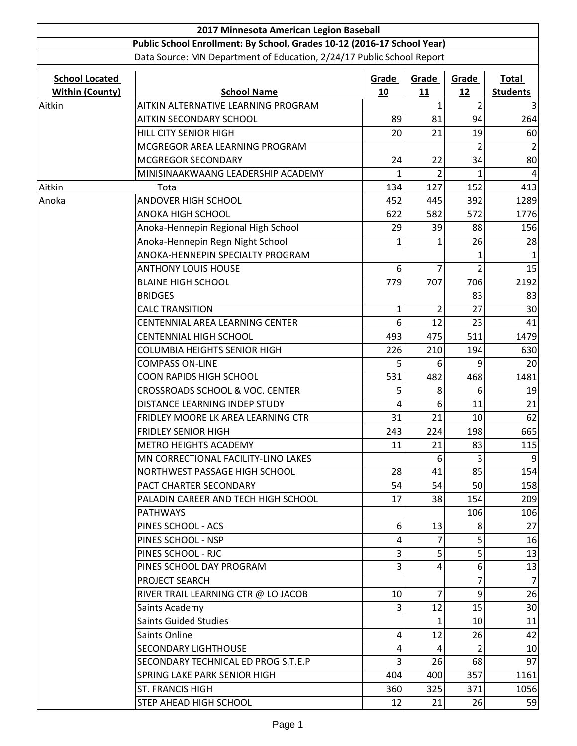| 2017 Minnesota American Legion Baseball | | | | | |
|---|---|---|---|---|---|
| Public School Enrollment: By School, Grades 10-12 (2016-17 School Year) | | | | | |
| Data Source: MN Department of Education, 2/24/17 Public School Report | | | | | |
| **School Located Within (County)** | **School Name** | **Grade 10** | **Grade 11** | **Grade 12** | **Total Students** |
| Aitkin | AITKIN ALTERNATIVE LEARNING PROGRAM | | 1 | 2 | 3 |
| | AITKIN SECONDARY SCHOOL | 89 | 81 | 94 | 264 |
| | HILL CITY SENIOR HIGH | 20 | 21 | 19 | 60 |
| | MCGREGOR AREA LEARNING PROGRAM | | | 2 | 2 |
| | MCGREGOR SECONDARY | 24 | 22 | 34 | 80 |
| | MINISINAAKWAANG LEADERSHIP ACADEMY | 1 | 2 | 1 | 4 |
| Aitkin | Tota | 134 | 127 | 152 | 413 |
| Anoka | ANDOVER HIGH SCHOOL | 452 | 445 | 392 | 1289 |
| | ANOKA HIGH SCHOOL | 622 | 582 | 572 | 1776 |
| | Anoka-Hennepin Regional High School | 29 | 39 | 88 | 156 |
| | Anoka-Hennepin Regn Night School | 1 | 1 | 26 | 28 |
| | ANOKA-HENNEPIN SPECIALTY PROGRAM | | | 1 | 1 |
| | ANTHONY LOUIS HOUSE | 6 | 7 | 2 | 15 |
| | BLAINE HIGH SCHOOL | 779 | 707 | 706 | 2192 |
| | BRIDGES | | | 83 | 83 |
| | CALC TRANSITION | 1 | 2 | 27 | 30 |
| | CENTENNIAL AREA LEARNING CENTER | 6 | 12 | 23 | 41 |
| | CENTENNIAL HIGH SCHOOL | 493 | 475 | 511 | 1479 |
| | COLUMBIA HEIGHTS SENIOR HIGH | 226 | 210 | 194 | 630 |
| | COMPASS ON-LINE | 5 | 6 | 9 | 20 |
| | COON RAPIDS HIGH SCHOOL | 531 | 482 | 468 | 1481 |
| | CROSSROADS SCHOOL & VOC. CENTER | 5 | 8 | 6 | 19 |
| | DISTANCE LEARNING INDEP STUDY | 4 | 6 | 11 | 21 |
| | FRIDLEY MOORE LK AREA LEARNING CTR | 31 | 21 | 10 | 62 |
| | FRIDLEY SENIOR HIGH | 243 | 224 | 198 | 665 |
| | METRO HEIGHTS ACADEMY | 11 | 21 | 83 | 115 |
| | MN CORRECTIONAL FACILITY-LINO LAKES | | 6 | 3 | 9 |
| | NORTHWEST PASSAGE HIGH SCHOOL | 28 | 41 | 85 | 154 |
| | PACT CHARTER SECONDARY | 54 | 54 | 50 | 158 |
| | PALADIN CAREER AND TECH HIGH SCHOOL | 17 | 38 | 154 | 209 |
| | PATHWAYS | | | 106 | 106 |
| | PINES SCHOOL - ACS | 6 | 13 | 8 | 27 |
| | PINES SCHOOL - NSP | 4 | 7 | 5 | 16 |
| | PINES SCHOOL - RJC | 3 | 5 | 5 | 13 |
| | PINES SCHOOL DAY PROGRAM | 3 | 4 | 6 | 13 |
| | PROJECT SEARCH | | | 7 | 7 |
| | RIVER TRAIL LEARNING CTR @ LO JACOB | 10 | 7 | 9 | 26 |
| | Saints Academy | 3 | 12 | 15 | 30 |
| | Saints Guided Studies | | 1 | 10 | 11 |
| | Saints Online | 4 | 12 | 26 | 42 |
| | SECONDARY LIGHTHOUSE | 4 | 4 | 2 | 10 |
| | SECONDARY TECHNICAL ED PROG S.T.E.P | 3 | 26 | 68 | 97 |
| | SPRING LAKE PARK SENIOR HIGH | 404 | 400 | 357 | 1161 |
| | ST. FRANCIS HIGH | 360 | 325 | 371 | 1056 |
| | STEP AHEAD HIGH SCHOOL | 12 | 21 | 26 | 59 |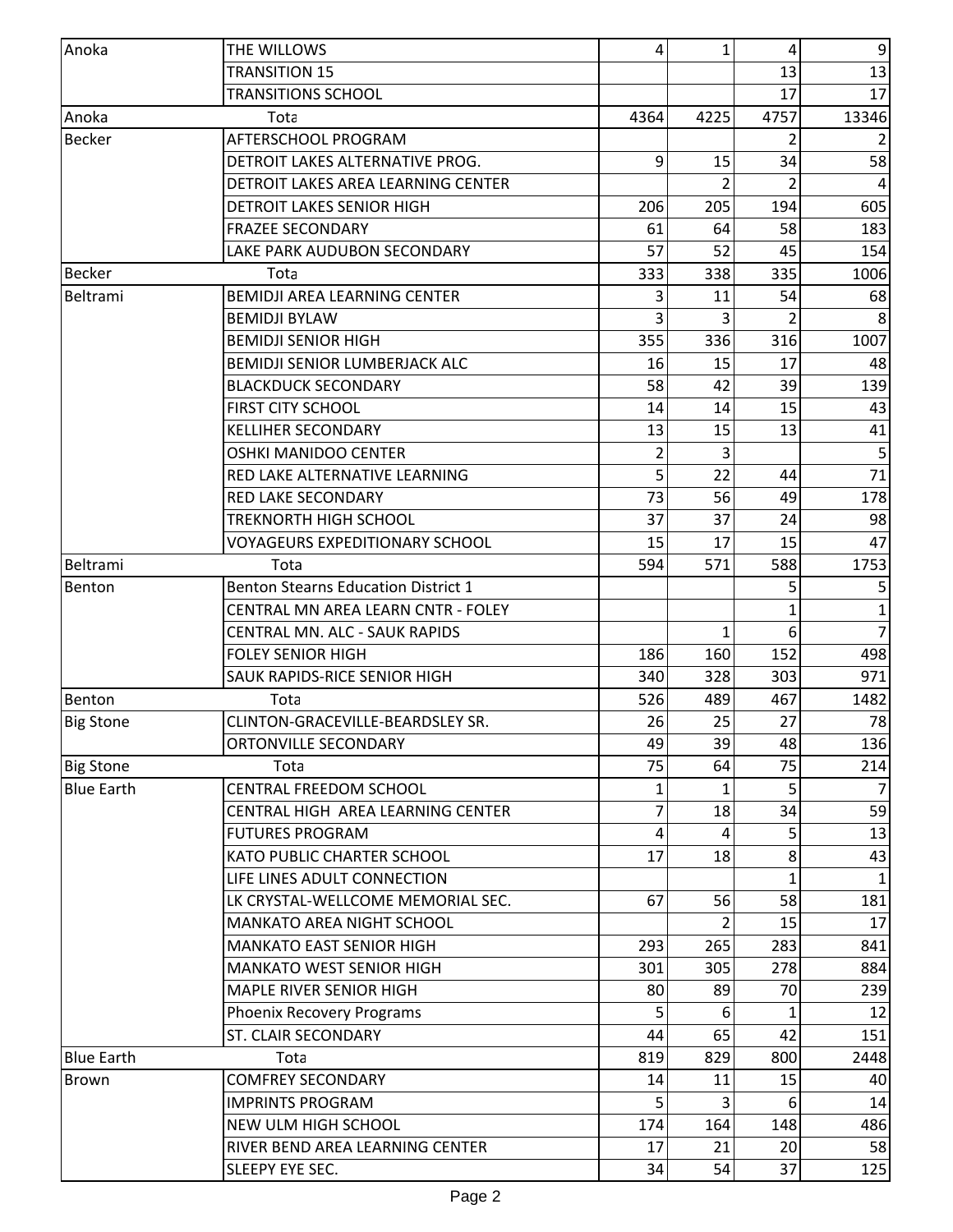| Anoka | THE WILLOWS | 4 | 1 | 4 | 9 |
|---|---|---|---|---|---|
| | TRANSITION 15 | | | 13 | 13 |
| | TRANSITIONS SCHOOL | | | 17 | 17 |
| Anoka | Tota | 4364 | 4225 | 4757 | 13346 |
| Becker | AFTERSCHOOL PROGRAM | | | 2 | 2 |
| | DETROIT LAKES ALTERNATIVE PROG. | 9 | 15 | 34 | 58 |
| | DETROIT LAKES AREA LEARNING CENTER | | 2 | 2 | 4 |
| | DETROIT LAKES SENIOR HIGH | 206 | 205 | 194 | 605 |
| | FRAZEE SECONDARY | 61 | 64 | 58 | 183 |
| | LAKE PARK AUDUBON SECONDARY | 57 | 52 | 45 | 154 |
| Becker | Tota | 333 | 338 | 335 | 1006 |
| Beltrami | BEMIDJI AREA LEARNING CENTER | 3 | 11 | 54 | 68 |
| | BEMIDJI BYLAW | 3 | 3 | 2 | 8 |
| | BEMIDJI SENIOR HIGH | 355 | 336 | 316 | 1007 |
| | BEMIDJI SENIOR LUMBERJACK ALC | 16 | 15 | 17 | 48 |
| | BLACKDUCK SECONDARY | 58 | 42 | 39 | 139 |
| | FIRST CITY SCHOOL | 14 | 14 | 15 | 43 |
| | KELLIHER SECONDARY | 13 | 15 | 13 | 41 |
| | OSHKI MANIDOO CENTER | 2 | 3 | | 5 |
| | RED LAKE ALTERNATIVE LEARNING | 5 | 22 | 44 | 71 |
| | RED LAKE SECONDARY | 73 | 56 | 49 | 178 |
| | TREKNORTH HIGH SCHOOL | 37 | 37 | 24 | 98 |
| | VOYAGEURS EXPEDITIONARY SCHOOL | 15 | 17 | 15 | 47 |
| Beltrami | Tota | 594 | 571 | 588 | 1753 |
| Benton | Benton Stearns Education District 1 | | | 5 | 5 |
| | CENTRAL MN AREA LEARN CNTR - FOLEY | | | 1 | 1 |
| | CENTRAL MN. ALC - SAUK RAPIDS | | 1 | 6 | 7 |
| | FOLEY SENIOR HIGH | 186 | 160 | 152 | 498 |
| | SAUK RAPIDS-RICE SENIOR HIGH | 340 | 328 | 303 | 971 |
| Benton | Tota | 526 | 489 | 467 | 1482 |
| Big Stone | CLINTON-GRACEVILLE-BEARDSLEY SR. | 26 | 25 | 27 | 78 |
| | ORTONVILLE SECONDARY | 49 | 39 | 48 | 136 |
| Big Stone | Tota | 75 | 64 | 75 | 214 |
| Blue Earth | CENTRAL FREEDOM SCHOOL | 1 | 1 | 5 | 7 |
| | CENTRAL HIGH AREA LEARNING CENTER | 7 | 18 | 34 | 59 |
| | FUTURES PROGRAM | 4 | 4 | 5 | 13 |
| | KATO PUBLIC CHARTER SCHOOL | 17 | 18 | 8 | 43 |
| | LIFE LINES ADULT CONNECTION | | | 1 | 1 |
| | LK CRYSTAL-WELLCOME MEMORIAL SEC. | 67 | 56 | 58 | 181 |
| | MANKATO AREA NIGHT SCHOOL | | 2 | 15 | 17 |
| | MANKATO EAST SENIOR HIGH | 293 | 265 | 283 | 841 |
| | MANKATO WEST SENIOR HIGH | 301 | 305 | 278 | 884 |
| | MAPLE RIVER SENIOR HIGH | 80 | 89 | 70 | 239 |
| | Phoenix Recovery Programs | 5 | 6 | 1 | 12 |
| | ST. CLAIR SECONDARY | 44 | 65 | 42 | 151 |
| Blue Earth | Tota | 819 | 829 | 800 | 2448 |
| Brown | COMFREY SECONDARY | 14 | 11 | 15 | 40 |
| | IMPRINTS PROGRAM | 5 | 3 | 6 | 14 |
| | NEW ULM HIGH SCHOOL | 174 | 164 | 148 | 486 |
| | RIVER BEND AREA LEARNING CENTER | 17 | 21 | 20 | 58 |
| | SLEEPY EYE SEC. | 34 | 54 | 37 | 125 |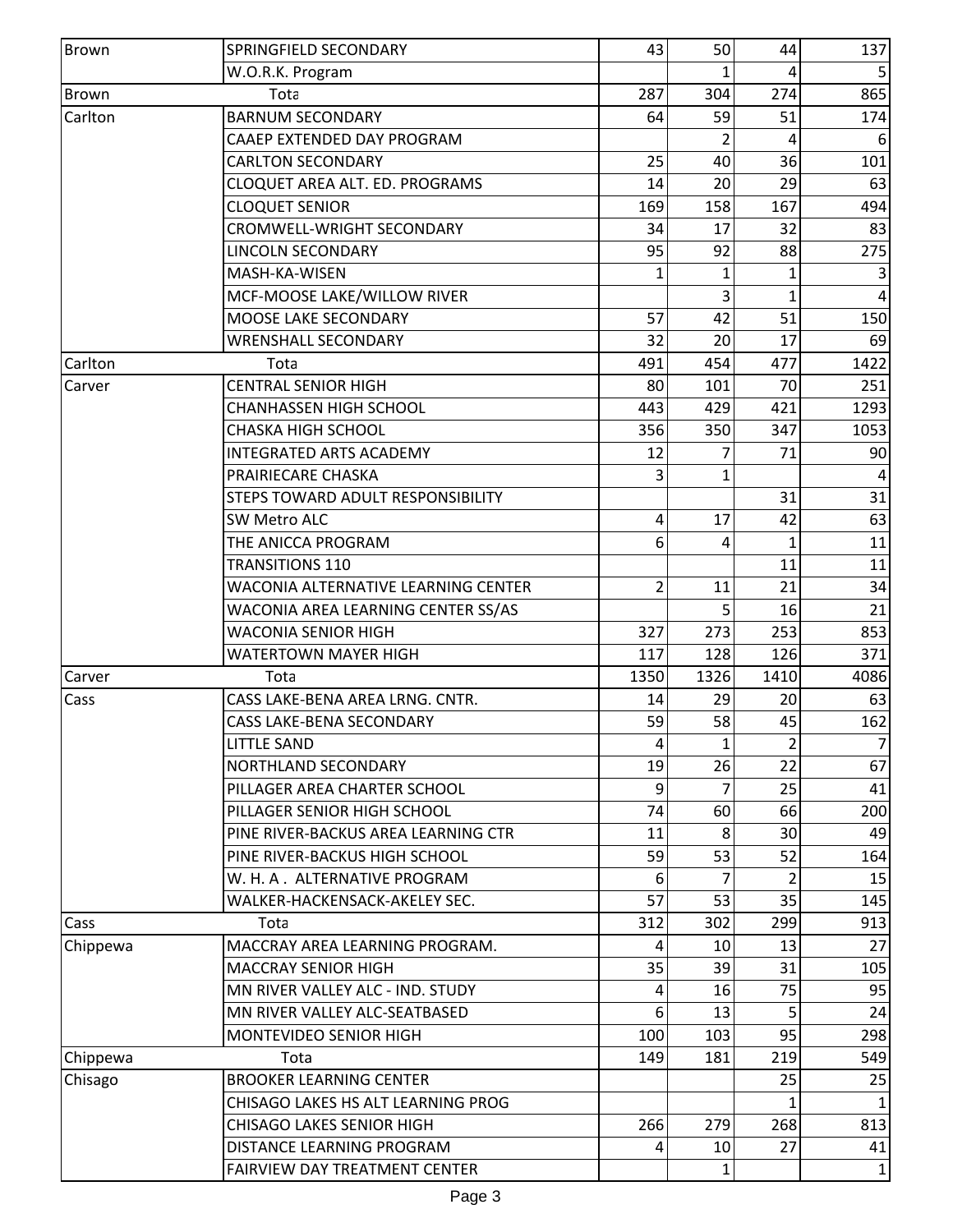| Brown | SPRINGFIELD SECONDARY | 43 | 50 | 44 | 137 |
|---|---|---|---|---|---|
| | W.O.R.K. Program | | 1 | 4 | 5 |
| Brown | Tota | 287 | 304 | 274 | 865 |
| Carlton | BARNUM SECONDARY | 64 | 59 | 51 | 174 |
| | CAAEP EXTENDED DAY PROGRAM | | 2 | 4 | 6 |
| | CARLTON SECONDARY | 25 | 40 | 36 | 101 |
| | CLOQUET AREA ALT. ED. PROGRAMS | 14 | 20 | 29 | 63 |
| | CLOQUET SENIOR | 169 | 158 | 167 | 494 |
| | CROMWELL-WRIGHT SECONDARY | 34 | 17 | 32 | 83 |
| | LINCOLN SECONDARY | 95 | 92 | 88 | 275 |
| | MASH-KA-WISEN | 1 | 1 | 1 | 3 |
| | MCF-MOOSE LAKE/WILLOW RIVER | | 3 | 1 | 4 |
| | MOOSE LAKE SECONDARY | 57 | 42 | 51 | 150 |
| | WRENSHALL SECONDARY | 32 | 20 | 17 | 69 |
| Carlton | Tota | 491 | 454 | 477 | 1422 |
| Carver | CENTRAL SENIOR HIGH | 80 | 101 | 70 | 251 |
| | CHANHASSEN HIGH SCHOOL | 443 | 429 | 421 | 1293 |
| | CHASKA HIGH SCHOOL | 356 | 350 | 347 | 1053 |
| | INTEGRATED ARTS ACADEMY | 12 | 7 | 71 | 90 |
| | PRAIRIECARE CHASKA | 3 | 1 | | 4 |
| | STEPS TOWARD ADULT RESPONSIBILITY | | | 31 | 31 |
| | SW Metro ALC | 4 | 17 | 42 | 63 |
| | THE ANICCA PROGRAM | 6 | 4 | 1 | 11 |
| | TRANSITIONS 110 | | | 11 | 11 |
| | WACONIA ALTERNATIVE LEARNING CENTER | 2 | 11 | 21 | 34 |
| | WACONIA AREA LEARNING CENTER SS/AS | | 5 | 16 | 21 |
| | WACONIA SENIOR HIGH | 327 | 273 | 253 | 853 |
| | WATERTOWN MAYER HIGH | 117 | 128 | 126 | 371 |
| Carver | Tota | 1350 | 1326 | 1410 | 4086 |
| Cass | CASS LAKE-BENA AREA LRNG. CNTR. | 14 | 29 | 20 | 63 |
| | CASS LAKE-BENA SECONDARY | 59 | 58 | 45 | 162 |
| | LITTLE SAND | 4 | 1 | 2 | 7 |
| | NORTHLAND SECONDARY | 19 | 26 | 22 | 67 |
| | PILLAGER AREA CHARTER SCHOOL | 9 | 7 | 25 | 41 |
| | PILLAGER SENIOR HIGH SCHOOL | 74 | 60 | 66 | 200 |
| | PINE RIVER-BACKUS AREA LEARNING CTR | 11 | 8 | 30 | 49 |
| | PINE RIVER-BACKUS HIGH SCHOOL | 59 | 53 | 52 | 164 |
| | W. H. A . ALTERNATIVE PROGRAM | 6 | 7 | 2 | 15 |
| | WALKER-HACKENSACK-AKELEY SEC. | 57 | 53 | 35 | 145 |
| Cass | Tota | 312 | 302 | 299 | 913 |
| Chippewa | MACCRAY AREA LEARNING PROGRAM. | 4 | 10 | 13 | 27 |
| | MACCRAY SENIOR HIGH | 35 | 39 | 31 | 105 |
| | MN RIVER VALLEY ALC - IND. STUDY | 4 | 16 | 75 | 95 |
| | MN RIVER VALLEY ALC-SEATBASED | 6 | 13 | 5 | 24 |
| | MONTEVIDEO SENIOR HIGH | 100 | 103 | 95 | 298 |
| Chippewa | Tota | 149 | 181 | 219 | 549 |
| Chisago | BROOKER LEARNING CENTER | | | 25 | 25 |
| | CHISAGO LAKES HS ALT LEARNING PROG | | | 1 | 1 |
| | CHISAGO LAKES SENIOR HIGH | 266 | 279 | 268 | 813 |
| | DISTANCE LEARNING PROGRAM | 4 | 10 | 27 | 41 |
| | FAIRVIEW DAY TREATMENT CENTER | | 1 | | 1 |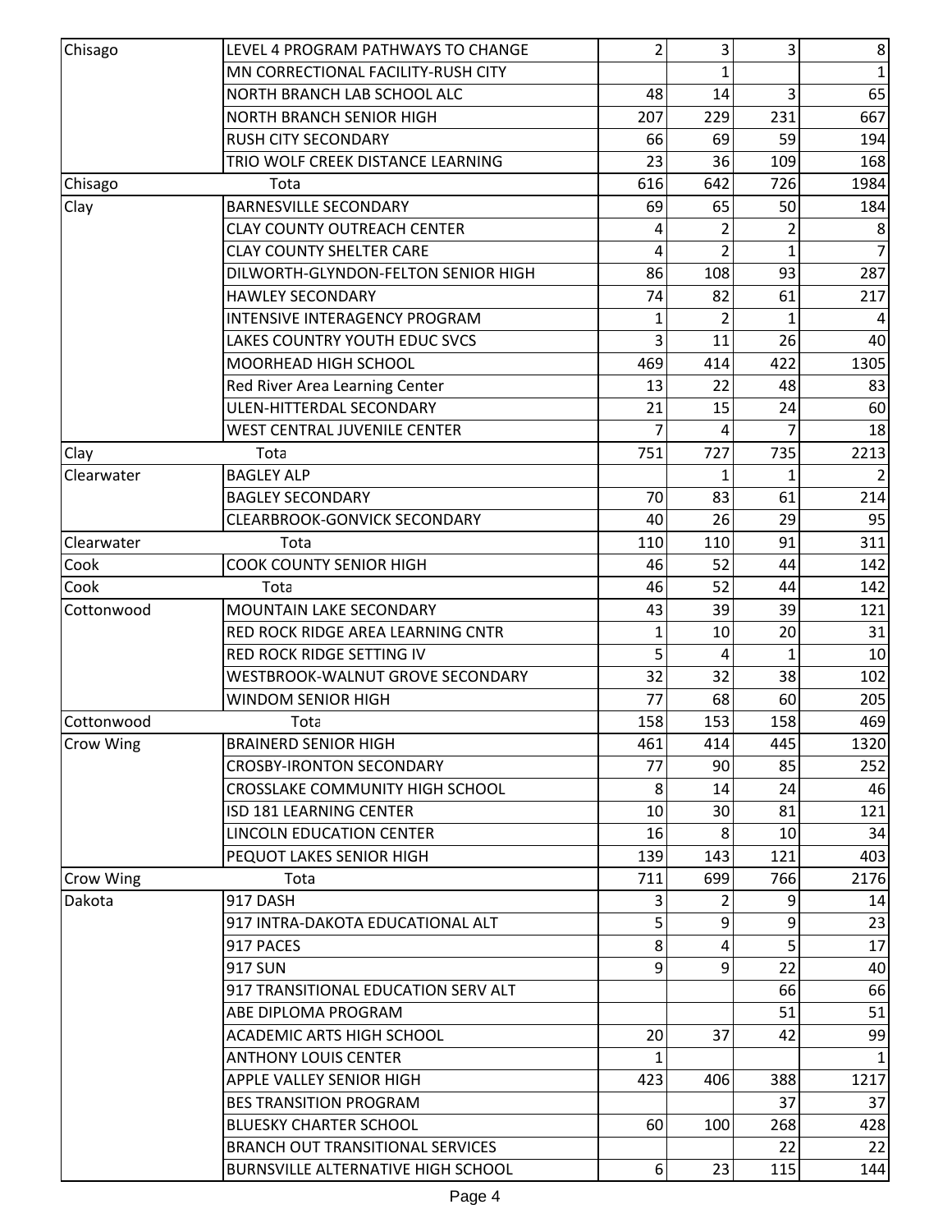| | | | | | |
|---|---|---|---|---|---|
| Chisago | LEVEL 4 PROGRAM PATHWAYS TO CHANGE | 2 | 3 | 3 | 8 |
| | MN CORRECTIONAL FACILITY-RUSH CITY | | 1 | | 1 |
| | NORTH BRANCH LAB SCHOOL ALC | 48 | 14 | 3 | 65 |
| | NORTH BRANCH SENIOR HIGH | 207 | 229 | 231 | 667 |
| | RUSH CITY SECONDARY | 66 | 69 | 59 | 194 |
| | TRIO WOLF CREEK DISTANCE LEARNING | 23 | 36 | 109 | 168 |
| Chisago | Tota | 616 | 642 | 726 | 1984 |
| Clay | BARNESVILLE SECONDARY | 69 | 65 | 50 | 184 |
| | CLAY COUNTY OUTREACH CENTER | 4 | 2 | 2 | 8 |
| | CLAY COUNTY SHELTER CARE | 4 | 2 | 1 | 7 |
| | DILWORTH-GLYNDON-FELTON SENIOR HIGH | 86 | 108 | 93 | 287 |
| | HAWLEY SECONDARY | 74 | 82 | 61 | 217 |
| | INTENSIVE INTERAGENCY PROGRAM | 1 | 2 | 1 | 4 |
| | LAKES COUNTRY YOUTH EDUC SVCS | 3 | 11 | 26 | 40 |
| | MOORHEAD HIGH SCHOOL | 469 | 414 | 422 | 1305 |
| | Red River Area Learning Center | 13 | 22 | 48 | 83 |
| | ULEN-HITTERDAL SECONDARY | 21 | 15 | 24 | 60 |
| | WEST CENTRAL JUVENILE CENTER | 7 | 4 | 7 | 18 |
| Clay | Tota | 751 | 727 | 735 | 2213 |
| Clearwater | BAGLEY ALP | | 1 | 1 | 2 |
| | BAGLEY SECONDARY | 70 | 83 | 61 | 214 |
| | CLEARBROOK-GONVICK SECONDARY | 40 | 26 | 29 | 95 |
| Clearwater | Tota | 110 | 110 | 91 | 311 |
| Cook | COOK COUNTY SENIOR HIGH | 46 | 52 | 44 | 142 |
| Cook | Tota | 46 | 52 | 44 | 142 |
| Cottonwood | MOUNTAIN LAKE SECONDARY | 43 | 39 | 39 | 121 |
| | RED ROCK RIDGE AREA LEARNING CNTR | 1 | 10 | 20 | 31 |
| | RED ROCK RIDGE SETTING IV | 5 | 4 | 1 | 10 |
| | WESTBROOK-WALNUT GROVE SECONDARY | 32 | 32 | 38 | 102 |
| | WINDOM SENIOR HIGH | 77 | 68 | 60 | 205 |
| Cottonwood | Tota | 158 | 153 | 158 | 469 |
| Crow Wing | BRAINERD SENIOR HIGH | 461 | 414 | 445 | 1320 |
| | CROSBY-IRONTON SECONDARY | 77 | 90 | 85 | 252 |
| | CROSSLAKE COMMUNITY HIGH SCHOOL | 8 | 14 | 24 | 46 |
| | ISD 181 LEARNING CENTER | 10 | 30 | 81 | 121 |
| | LINCOLN EDUCATION CENTER | 16 | 8 | 10 | 34 |
| | PEQUOT LAKES SENIOR HIGH | 139 | 143 | 121 | 403 |
| Crow Wing | Tota | 711 | 699 | 766 | 2176 |
| Dakota | 917 DASH | 3 | 2 | 9 | 14 |
| | 917 INTRA-DAKOTA EDUCATIONAL ALT | 5 | 9 | 9 | 23 |
| | 917 PACES | 8 | 4 | 5 | 17 |
| | 917 SUN | 9 | 9 | 22 | 40 |
| | 917 TRANSITIONAL EDUCATION SERV ALT | | | 66 | 66 |
| | ABE DIPLOMA PROGRAM | | | 51 | 51 |
| | ACADEMIC ARTS HIGH SCHOOL | 20 | 37 | 42 | 99 |
| | ANTHONY LOUIS CENTER | 1 | | | 1 |
| | APPLE VALLEY SENIOR HIGH | 423 | 406 | 388 | 1217 |
| | BES TRANSITION PROGRAM | | | 37 | 37 |
| | BLUESKY CHARTER SCHOOL | 60 | 100 | 268 | 428 |
| | BRANCH OUT TRANSITIONAL SERVICES | | | 22 | 22 |
| | BURNSVILLE ALTERNATIVE HIGH SCHOOL | 6 | 23 | 115 | 144 |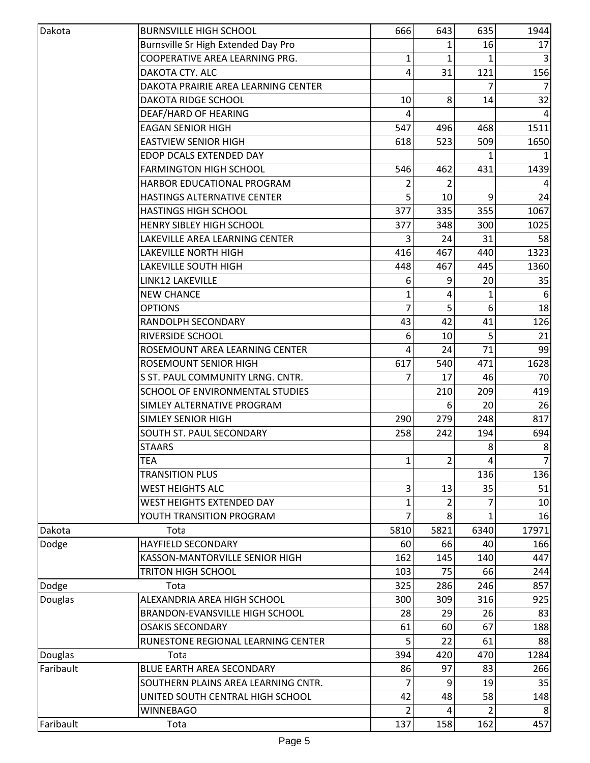| | | | | | |
|---|---|---|---|---|---|
| Dakota | BURNSVILLE HIGH SCHOOL | 666 | 643 | 635 | 1944 |
| | Burnsville Sr High Extended Day Pro | | 1 | 16 | 17 |
| | COOPERATIVE AREA LEARNING PRG. | 1 | 1 | 1 | 3 |
| | DAKOTA CTY. ALC | 4 | 31 | 121 | 156 |
| | DAKOTA PRAIRIE AREA LEARNING CENTER | | | 7 | 7 |
| | DAKOTA RIDGE SCHOOL | 10 | 8 | 14 | 32 |
| | DEAF/HARD OF HEARING | 4 | | | 4 |
| | EAGAN SENIOR HIGH | 547 | 496 | 468 | 1511 |
| | EASTVIEW SENIOR HIGH | 618 | 523 | 509 | 1650 |
| | EDOP DCALS EXTENDED DAY | | | 1 | 1 |
| | FARMINGTON HIGH SCHOOL | 546 | 462 | 431 | 1439 |
| | HARBOR EDUCATIONAL PROGRAM | 2 | 2 | | 4 |
| | HASTINGS ALTERNATIVE CENTER | 5 | 10 | 9 | 24 |
| | HASTINGS HIGH SCHOOL | 377 | 335 | 355 | 1067 |
| | HENRY SIBLEY HIGH SCHOOL | 377 | 348 | 300 | 1025 |
| | LAKEVILLE AREA LEARNING CENTER | 3 | 24 | 31 | 58 |
| | LAKEVILLE NORTH HIGH | 416 | 467 | 440 | 1323 |
| | LAKEVILLE SOUTH HIGH | 448 | 467 | 445 | 1360 |
| | LINK12 LAKEVILLE | 6 | 9 | 20 | 35 |
| | NEW CHANCE | 1 | 4 | 1 | 6 |
| | OPTIONS | 7 | 5 | 6 | 18 |
| | RANDOLPH SECONDARY | 43 | 42 | 41 | 126 |
| | RIVERSIDE SCHOOL | 6 | 10 | 5 | 21 |
| | ROSEMOUNT AREA LEARNING CENTER | 4 | 24 | 71 | 99 |
| | ROSEMOUNT SENIOR HIGH | 617 | 540 | 471 | 1628 |
| | S ST. PAUL COMMUNITY LRNG. CNTR. | 7 | 17 | 46 | 70 |
| | SCHOOL OF ENVIRONMENTAL STUDIES | | 210 | 209 | 419 |
| | SIMLEY ALTERNATIVE PROGRAM | | 6 | 20 | 26 |
| | SIMLEY SENIOR HIGH | 290 | 279 | 248 | 817 |
| | SOUTH ST. PAUL SECONDARY | 258 | 242 | 194 | 694 |
| | STAARS | | | 8 | 8 |
| | TEA | 1 | 2 | 4 | 7 |
| | TRANSITION PLUS | | | 136 | 136 |
| | WEST HEIGHTS ALC | 3 | 13 | 35 | 51 |
| | WEST HEIGHTS EXTENDED DAY | 1 | 2 | 7 | 10 |
| | YOUTH TRANSITION PROGRAM | 7 | 8 | 1 | 16 |
| Dakota | Tota | 5810 | 5821 | 6340 | 17971 |
| Dodge | HAYFIELD SECONDARY | 60 | 66 | 40 | 166 |
| | KASSON-MANTORVILLE SENIOR HIGH | 162 | 145 | 140 | 447 |
| | TRITON HIGH SCHOOL | 103 | 75 | 66 | 244 |
| Dodge | Tota | 325 | 286 | 246 | 857 |
| Douglas | ALEXANDRIA AREA HIGH SCHOOL | 300 | 309 | 316 | 925 |
| | BRANDON-EVANSVILLE HIGH SCHOOL | 28 | 29 | 26 | 83 |
| | OSAKIS SECONDARY | 61 | 60 | 67 | 188 |
| | RUNESTONE REGIONAL LEARNING CENTER | 5 | 22 | 61 | 88 |
| Douglas | Tota | 394 | 420 | 470 | 1284 |
| Faribault | BLUE EARTH AREA SECONDARY | 86 | 97 | 83 | 266 |
| | SOUTHERN PLAINS AREA LEARNING CNTR. | 7 | 9 | 19 | 35 |
| | UNITED SOUTH CENTRAL HIGH SCHOOL | 42 | 48 | 58 | 148 |
| | WINNEBAGO | 2 | 4 | 2 | 8 |
| Faribault | Tota | 137 | 158 | 162 | 457 |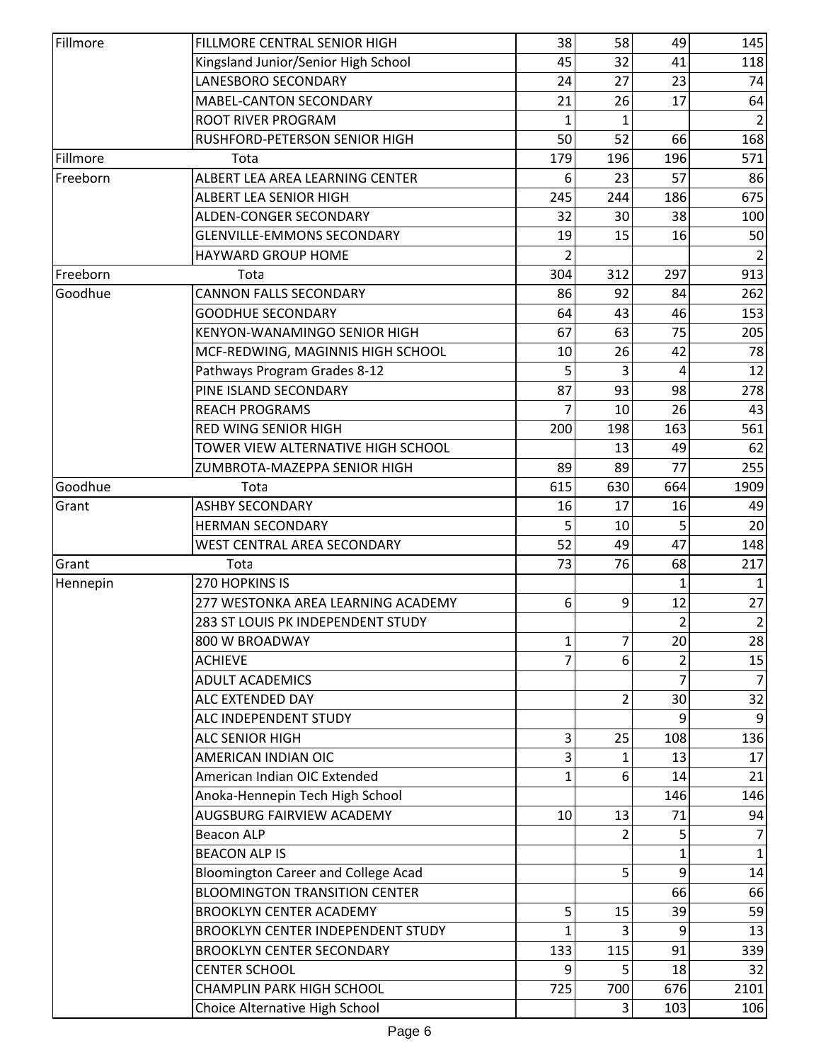| | | | | | |
|---|---|---|---|---|---|
| Fillmore | FILLMORE CENTRAL SENIOR HIGH | 38 | 58 | 49 | 145 |
| | Kingsland Junior/Senior High School | 45 | 32 | 41 | 118 |
| | LANESBORO SECONDARY | 24 | 27 | 23 | 74 |
| | MABEL-CANTON SECONDARY | 21 | 26 | 17 | 64 |
| | ROOT RIVER PROGRAM | 1 | 1 | | 2 |
| | RUSHFORD-PETERSON SENIOR HIGH | 50 | 52 | 66 | 168 |
| Fillmore | Tota | 179 | 196 | 196 | 571 |
| Freeborn | ALBERT LEA AREA LEARNING CENTER | 6 | 23 | 57 | 86 |
| | ALBERT LEA SENIOR HIGH | 245 | 244 | 186 | 675 |
| | ALDEN-CONGER SECONDARY | 32 | 30 | 38 | 100 |
| | GLENVILLE-EMMONS SECONDARY | 19 | 15 | 16 | 50 |
| | HAYWARD GROUP HOME | 2 | | | 2 |
| Freeborn | Tota | 304 | 312 | 297 | 913 |
| Goodhue | CANNON FALLS SECONDARY | 86 | 92 | 84 | 262 |
| | GOODHUE SECONDARY | 64 | 43 | 46 | 153 |
| | KENYON-WANAMINGO SENIOR HIGH | 67 | 63 | 75 | 205 |
| | MCF-REDWING, MAGINNIS HIGH SCHOOL | 10 | 26 | 42 | 78 |
| | Pathways Program Grades 8-12 | 5 | 3 | 4 | 12 |
| | PINE ISLAND SECONDARY | 87 | 93 | 98 | 278 |
| | REACH PROGRAMS | 7 | 10 | 26 | 43 |
| | RED WING SENIOR HIGH | 200 | 198 | 163 | 561 |
| | TOWER VIEW ALTERNATIVE HIGH SCHOOL | | 13 | 49 | 62 |
| | ZUMBROTA-MAZEPPA SENIOR HIGH | 89 | 89 | 77 | 255 |
| Goodhue | Tota | 615 | 630 | 664 | 1909 |
| Grant | ASHBY SECONDARY | 16 | 17 | 16 | 49 |
| | HERMAN SECONDARY | 5 | 10 | 5 | 20 |
| | WEST CENTRAL AREA SECONDARY | 52 | 49 | 47 | 148 |
| Grant | Tota | 73 | 76 | 68 | 217 |
| Hennepin | 270 HOPKINS IS | | | 1 | 1 |
| | 277 WESTONKA AREA LEARNING ACADEMY | 6 | 9 | 12 | 27 |
| | 283 ST LOUIS PK INDEPENDENT STUDY | | | 2 | 2 |
| | 800 W BROADWAY | 1 | 7 | 20 | 28 |
| | ACHIEVE | 7 | 6 | 2 | 15 |
| | ADULT ACADEMICS | | | 7 | 7 |
| | ALC EXTENDED DAY | | 2 | 30 | 32 |
| | ALC INDEPENDENT STUDY | | | 9 | 9 |
| | ALC SENIOR HIGH | 3 | 25 | 108 | 136 |
| | AMERICAN INDIAN OIC | 3 | 1 | 13 | 17 |
| | American Indian OIC Extended | 1 | 6 | 14 | 21 |
| | Anoka-Hennepin Tech High School | | | 146 | 146 |
| | AUGSBURG FAIRVIEW ACADEMY | 10 | 13 | 71 | 94 |
| | Beacon ALP | | 2 | 5 | 7 |
| | BEACON ALP IS | | | 1 | 1 |
| | Bloomington Career and College Acad | | 5 | 9 | 14 |
| | BLOOMINGTON TRANSITION CENTER | | | 66 | 66 |
| | BROOKLYN CENTER ACADEMY | 5 | 15 | 39 | 59 |
| | BROOKLYN CENTER INDEPENDENT STUDY | 1 | 3 | 9 | 13 |
| | BROOKLYN CENTER SECONDARY | 133 | 115 | 91 | 339 |
| | CENTER SCHOOL | 9 | 5 | 18 | 32 |
| | CHAMPLIN PARK HIGH SCHOOL | 725 | 700 | 676 | 2101 |
| | Choice Alternative High School | | 3 | 103 | 106 |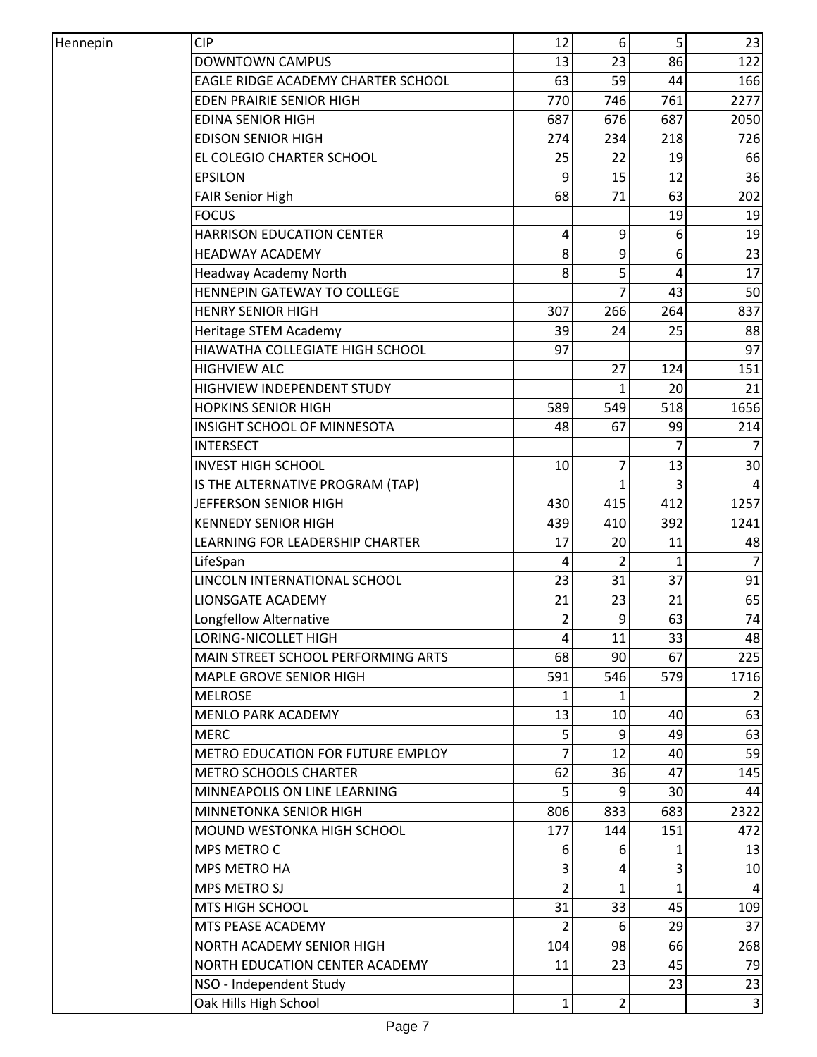| | | | | | |
|---|---|---|---|---|---|
| Hennepin | CIP | 12 | 6 | 5 | 23 |
| | DOWNTOWN CAMPUS | 13 | 23 | 86 | 122 |
| | EAGLE RIDGE ACADEMY CHARTER SCHOOL | 63 | 59 | 44 | 166 |
| | EDEN PRAIRIE SENIOR HIGH | 770 | 746 | 761 | 2277 |
| | EDINA SENIOR HIGH | 687 | 676 | 687 | 2050 |
| | EDISON SENIOR HIGH | 274 | 234 | 218 | 726 |
| | EL COLEGIO CHARTER SCHOOL | 25 | 22 | 19 | 66 |
| | EPSILON | 9 | 15 | 12 | 36 |
| | FAIR Senior High | 68 | 71 | 63 | 202 |
| | FOCUS | | | 19 | 19 |
| | HARRISON EDUCATION CENTER | 4 | 9 | 6 | 19 |
| | HEADWAY ACADEMY | 8 | 9 | 6 | 23 |
| | Headway Academy North | 8 | 5 | 4 | 17 |
| | HENNEPIN GATEWAY TO COLLEGE | | 7 | 43 | 50 |
| | HENRY SENIOR HIGH | 307 | 266 | 264 | 837 |
| | Heritage STEM Academy | 39 | 24 | 25 | 88 |
| | HIAWATHA COLLEGIATE HIGH SCHOOL | 97 | | | 97 |
| | HIGHVIEW ALC | | 27 | 124 | 151 |
| | HIGHVIEW INDEPENDENT STUDY | | 1 | 20 | 21 |
| | HOPKINS SENIOR HIGH | 589 | 549 | 518 | 1656 |
| | INSIGHT SCHOOL OF MINNESOTA | 48 | 67 | 99 | 214 |
| | INTERSECT | | | 7 | 7 |
| | INVEST HIGH SCHOOL | 10 | 7 | 13 | 30 |
| | IS THE ALTERNATIVE PROGRAM (TAP) | | 1 | 3 | 4 |
| | JEFFERSON SENIOR HIGH | 430 | 415 | 412 | 1257 |
| | KENNEDY SENIOR HIGH | 439 | 410 | 392 | 1241 |
| | LEARNING FOR LEADERSHIP CHARTER | 17 | 20 | 11 | 48 |
| | LifeSpan | 4 | 2 | 1 | 7 |
| | LINCOLN INTERNATIONAL SCHOOL | 23 | 31 | 37 | 91 |
| | LIONSGATE ACADEMY | 21 | 23 | 21 | 65 |
| | Longfellow Alternative | 2 | 9 | 63 | 74 |
| | LORING-NICOLLET HIGH | 4 | 11 | 33 | 48 |
| | MAIN STREET SCHOOL PERFORMING ARTS | 68 | 90 | 67 | 225 |
| | MAPLE GROVE SENIOR HIGH | 591 | 546 | 579 | 1716 |
| | MELROSE | 1 | 1 | | 2 |
| | MENLO PARK ACADEMY | 13 | 10 | 40 | 63 |
| | MERC | 5 | 9 | 49 | 63 |
| | METRO EDUCATION FOR FUTURE EMPLOY | 7 | 12 | 40 | 59 |
| | METRO SCHOOLS CHARTER | 62 | 36 | 47 | 145 |
| | MINNEAPOLIS ON LINE LEARNING | 5 | 9 | 30 | 44 |
| | MINNETONKA SENIOR HIGH | 806 | 833 | 683 | 2322 |
| | MOUND WESTONKA HIGH SCHOOL | 177 | 144 | 151 | 472 |
| | MPS METRO C | 6 | 6 | 1 | 13 |
| | MPS METRO HA | 3 | 4 | 3 | 10 |
| | MPS METRO SJ | 2 | 1 | 1 | 4 |
| | MTS HIGH SCHOOL | 31 | 33 | 45 | 109 |
| | MTS PEASE ACADEMY | 2 | 6 | 29 | 37 |
| | NORTH ACADEMY SENIOR HIGH | 104 | 98 | 66 | 268 |
| | NORTH EDUCATION CENTER ACADEMY | 11 | 23 | 45 | 79 |
| | NSO - Independent Study | | | 23 | 23 |
| | Oak Hills High School | 1 | 2 | | 3 |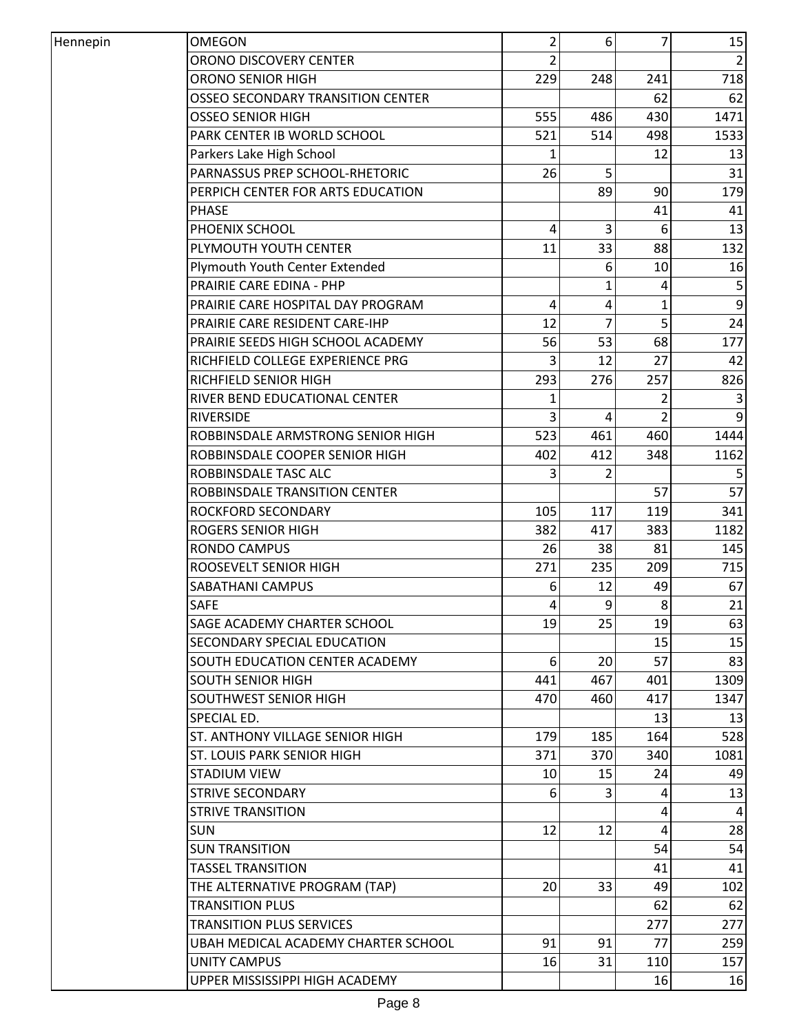| Hennepin | OMEGON | 2 | 6 | 7 | 15 |
|---|---|---|---|---|---|
| | ORONO DISCOVERY CENTER | 2 | | | 2 |
| | ORONO SENIOR HIGH | 229 | 248 | 241 | 718 |
| | OSSEO SECONDARY TRANSITION CENTER | | | 62 | 62 |
| | OSSEO SENIOR HIGH | 555 | 486 | 430 | 1471 |
| | PARK CENTER IB WORLD SCHOOL | 521 | 514 | 498 | 1533 |
| | Parkers Lake High School | 1 | | 12 | 13 |
| | PARNASSUS PREP SCHOOL-RHETORIC | 26 | 5 | | 31 |
| | PERPICH CENTER FOR ARTS EDUCATION | | 89 | 90 | 179 |
| | PHASE | | | 41 | 41 |
| | PHOENIX SCHOOL | 4 | 3 | 6 | 13 |
| | PLYMOUTH YOUTH CENTER | 11 | 33 | 88 | 132 |
| | Plymouth Youth Center Extended | | 6 | 10 | 16 |
| | PRAIRIE CARE EDINA - PHP | | 1 | 4 | 5 |
| | PRAIRIE CARE HOSPITAL DAY PROGRAM | 4 | 4 | 1 | 9 |
| | PRAIRIE CARE RESIDENT CARE-IHP | 12 | 7 | 5 | 24 |
| | PRAIRIE SEEDS HIGH SCHOOL ACADEMY | 56 | 53 | 68 | 177 |
| | RICHFIELD COLLEGE EXPERIENCE PRG | 3 | 12 | 27 | 42 |
| | RICHFIELD SENIOR HIGH | 293 | 276 | 257 | 826 |
| | RIVER BEND EDUCATIONAL CENTER | 1 | | 2 | 3 |
| | RIVERSIDE | 3 | 4 | 2 | 9 |
| | ROBBINSDALE ARMSTRONG SENIOR HIGH | 523 | 461 | 460 | 1444 |
| | ROBBINSDALE COOPER SENIOR HIGH | 402 | 412 | 348 | 1162 |
| | ROBBINSDALE TASC ALC | 3 | 2 | | 5 |
| | ROBBINSDALE TRANSITION CENTER | | | 57 | 57 |
| | ROCKFORD SECONDARY | 105 | 117 | 119 | 341 |
| | ROGERS SENIOR HIGH | 382 | 417 | 383 | 1182 |
| | RONDO CAMPUS | 26 | 38 | 81 | 145 |
| | ROOSEVELT SENIOR HIGH | 271 | 235 | 209 | 715 |
| | SABATHANI CAMPUS | 6 | 12 | 49 | 67 |
| | SAFE | 4 | 9 | 8 | 21 |
| | SAGE ACADEMY CHARTER SCHOOL | 19 | 25 | 19 | 63 |
| | SECONDARY SPECIAL EDUCATION | | | 15 | 15 |
| | SOUTH EDUCATION CENTER ACADEMY | 6 | 20 | 57 | 83 |
| | SOUTH SENIOR HIGH | 441 | 467 | 401 | 1309 |
| | SOUTHWEST SENIOR HIGH | 470 | 460 | 417 | 1347 |
| | SPECIAL ED. | | | 13 | 13 |
| | ST. ANTHONY VILLAGE SENIOR HIGH | 179 | 185 | 164 | 528 |
| | ST. LOUIS PARK SENIOR HIGH | 371 | 370 | 340 | 1081 |
| | STADIUM VIEW | 10 | 15 | 24 | 49 |
| | STRIVE SECONDARY | 6 | 3 | 4 | 13 |
| | STRIVE TRANSITION | | | 4 | 4 |
| | SUN | 12 | 12 | 4 | 28 |
| | SUN TRANSITION | | | 54 | 54 |
| | TASSEL TRANSITION | | | 41 | 41 |
| | THE ALTERNATIVE PROGRAM (TAP) | 20 | 33 | 49 | 102 |
| | TRANSITION PLUS | | | 62 | 62 |
| | TRANSITION PLUS SERVICES | | | 277 | 277 |
| | UBAH MEDICAL ACADEMY CHARTER SCHOOL | 91 | 91 | 77 | 259 |
| | UNITY CAMPUS | 16 | 31 | 110 | 157 |
| | UPPER MISSISSIPPI HIGH ACADEMY | | | 16 | 16 |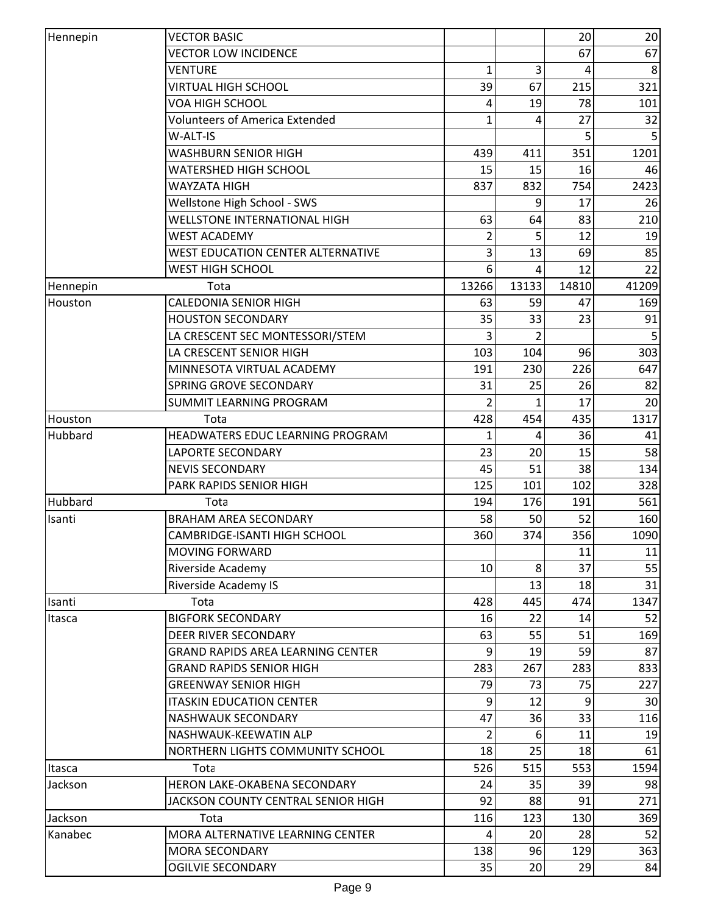| Hennepin | VECTOR BASIC | | | 20 | 20 |
|---|---|---|---|---|---|
| | VECTOR LOW INCIDENCE | | | 67 | 67 |
| | VENTURE | 1 | 3 | 4 | 8 |
| | VIRTUAL HIGH SCHOOL | 39 | 67 | 215 | 321 |
| | VOA HIGH SCHOOL | 4 | 19 | 78 | 101 |
| | Volunteers of America Extended | 1 | 4 | 27 | 32 |
| | W-ALT-IS | | | 5 | 5 |
| | WASHBURN SENIOR HIGH | 439 | 411 | 351 | 1201 |
| | WATERSHED HIGH SCHOOL | 15 | 15 | 16 | 46 |
| | WAYZATA HIGH | 837 | 832 | 754 | 2423 |
| | Wellstone High School - SWS | | 9 | 17 | 26 |
| | WELLSTONE INTERNATIONAL HIGH | 63 | 64 | 83 | 210 |
| | WEST ACADEMY | 2 | 5 | 12 | 19 |
| | WEST EDUCATION CENTER ALTERNATIVE | 3 | 13 | 69 | 85 |
| | WEST HIGH SCHOOL | 6 | 4 | 12 | 22 |
| Hennepin | Tota | 13266 | 13133 | 14810 | 41209 |
| Houston | CALEDONIA SENIOR HIGH | 63 | 59 | 47 | 169 |
| | HOUSTON SECONDARY | 35 | 33 | 23 | 91 |
| | LA CRESCENT SEC MONTESSORI/STEM | 3 | 2 | | 5 |
| | LA CRESCENT SENIOR HIGH | 103 | 104 | 96 | 303 |
| | MINNESOTA VIRTUAL ACADEMY | 191 | 230 | 226 | 647 |
| | SPRING GROVE SECONDARY | 31 | 25 | 26 | 82 |
| | SUMMIT LEARNING PROGRAM | 2 | 1 | 17 | 20 |
| Houston | Tota | 428 | 454 | 435 | 1317 |
| Hubbard | HEADWATERS EDUC LEARNING PROGRAM | 1 | 4 | 36 | 41 |
| | LAPORTE SECONDARY | 23 | 20 | 15 | 58 |
| | NEVIS SECONDARY | 45 | 51 | 38 | 134 |
| | PARK RAPIDS SENIOR HIGH | 125 | 101 | 102 | 328 |
| Hubbard | Tota | 194 | 176 | 191 | 561 |
| Isanti | BRAHAM AREA SECONDARY | 58 | 50 | 52 | 160 |
| | CAMBRIDGE-ISANTI HIGH SCHOOL | 360 | 374 | 356 | 1090 |
| | MOVING FORWARD | | | 11 | 11 |
| | Riverside Academy | 10 | 8 | 37 | 55 |
| | Riverside Academy IS | | 13 | 18 | 31 |
| Isanti | Tota | 428 | 445 | 474 | 1347 |
| Itasca | BIGFORK SECONDARY | 16 | 22 | 14 | 52 |
| | DEER RIVER SECONDARY | 63 | 55 | 51 | 169 |
| | GRAND RAPIDS AREA LEARNING CENTER | 9 | 19 | 59 | 87 |
| | GRAND RAPIDS SENIOR HIGH | 283 | 267 | 283 | 833 |
| | GREENWAY SENIOR HIGH | 79 | 73 | 75 | 227 |
| | ITASKIN EDUCATION CENTER | 9 | 12 | 9 | 30 |
| | NASHWAUK SECONDARY | 47 | 36 | 33 | 116 |
| | NASHWAUK-KEEWATIN ALP | 2 | 6 | 11 | 19 |
| | NORTHERN LIGHTS COMMUNITY SCHOOL | 18 | 25 | 18 | 61 |
| Itasca | Tota | 526 | 515 | 553 | 1594 |
| Jackson | HERON LAKE-OKABENA SECONDARY | 24 | 35 | 39 | 98 |
| | JACKSON COUNTY CENTRAL SENIOR HIGH | 92 | 88 | 91 | 271 |
| Jackson | Tota | 116 | 123 | 130 | 369 |
| Kanabec | MORA ALTERNATIVE LEARNING CENTER | 4 | 20 | 28 | 52 |
| | MORA SECONDARY | 138 | 96 | 129 | 363 |
| | OGILVIE SECONDARY | 35 | 20 | 29 | 84 |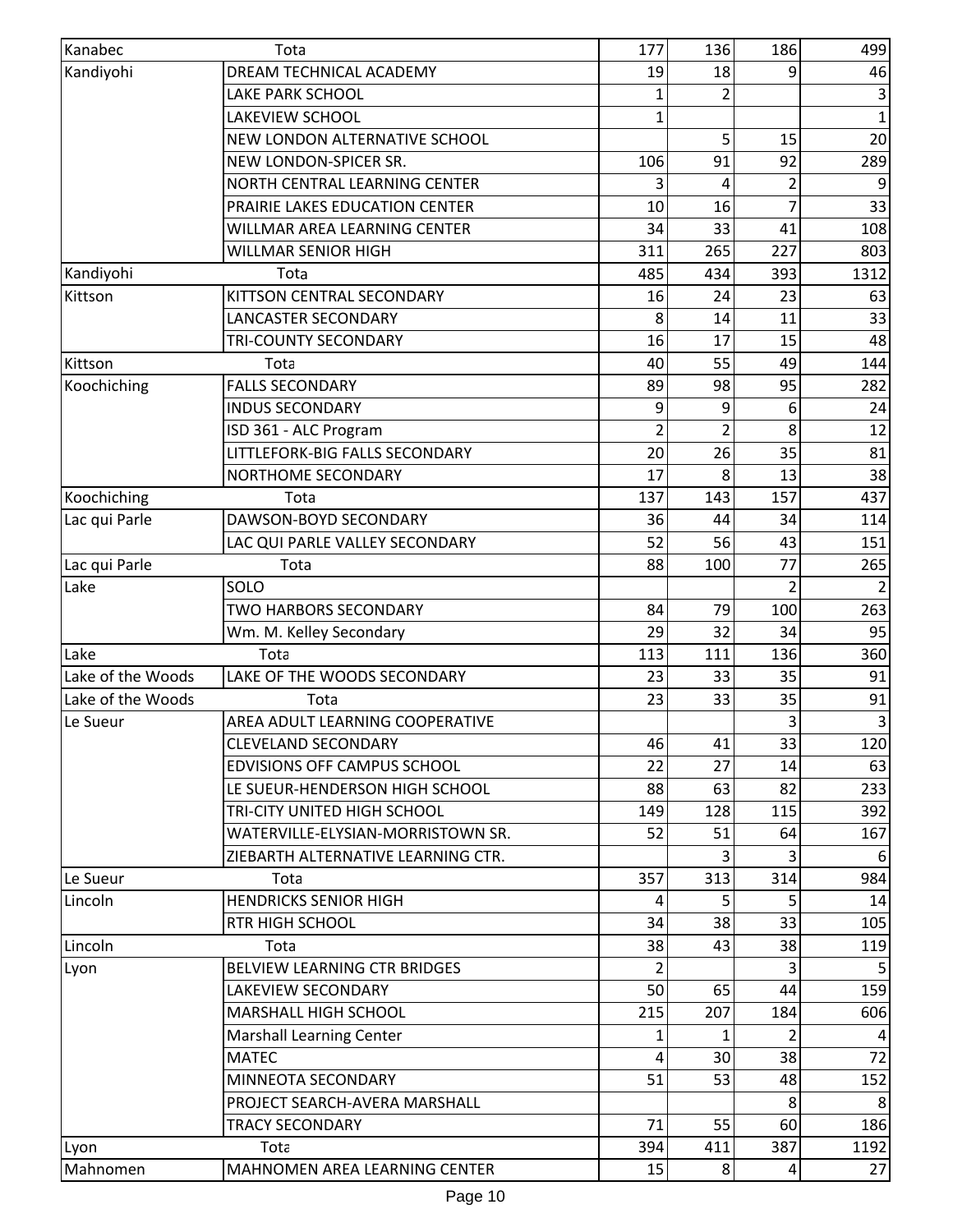| | | | | | |
|---|---|---|---|---|---|
| Kanabec | Tota | 177 | 136 | 186 | 499 |
| Kandiyohi | DREAM TECHNICAL ACADEMY | 19 | 18 | 9 | 46 |
| | LAKE PARK SCHOOL | 1 | 2 | | 3 |
| | LAKEVIEW SCHOOL | 1 | | | 1 |
| | NEW LONDON ALTERNATIVE SCHOOL | | 5 | 15 | 20 |
| | NEW LONDON-SPICER SR. | 106 | 91 | 92 | 289 |
| | NORTH CENTRAL LEARNING CENTER | 3 | 4 | 2 | 9 |
| | PRAIRIE LAKES EDUCATION CENTER | 10 | 16 | 7 | 33 |
| | WILLMAR AREA LEARNING CENTER | 34 | 33 | 41 | 108 |
| | WILLMAR SENIOR HIGH | 311 | 265 | 227 | 803 |
| Kandiyohi | Tota | 485 | 434 | 393 | 1312 |
| Kittson | KITTSON CENTRAL SECONDARY | 16 | 24 | 23 | 63 |
| | LANCASTER SECONDARY | 8 | 14 | 11 | 33 |
| | TRI-COUNTY SECONDARY | 16 | 17 | 15 | 48 |
| Kittson | Tota | 40 | 55 | 49 | 144 |
| Koochiching | FALLS SECONDARY | 89 | 98 | 95 | 282 |
| | INDUS SECONDARY | 9 | 9 | 6 | 24 |
| | ISD 361 - ALC Program | 2 | 2 | 8 | 12 |
| | LITTLEFORK-BIG FALLS SECONDARY | 20 | 26 | 35 | 81 |
| | NORTHOME SECONDARY | 17 | 8 | 13 | 38 |
| Koochiching | Tota | 137 | 143 | 157 | 437 |
| Lac qui Parle | DAWSON-BOYD SECONDARY | 36 | 44 | 34 | 114 |
| | LAC QUI PARLE VALLEY SECONDARY | 52 | 56 | 43 | 151 |
| Lac qui Parle | Tota | 88 | 100 | 77 | 265 |
| Lake | SOLO | | | 2 | 2 |
| | TWO HARBORS SECONDARY | 84 | 79 | 100 | 263 |
| | Wm. M. Kelley Secondary | 29 | 32 | 34 | 95 |
| Lake | Tota | 113 | 111 | 136 | 360 |
| Lake of the Woods | LAKE OF THE WOODS SECONDARY | 23 | 33 | 35 | 91 |
| Lake of the Woods | Tota | 23 | 33 | 35 | 91 |
| Le Sueur | AREA ADULT LEARNING COOPERATIVE | | | 3 | 3 |
| | CLEVELAND SECONDARY | 46 | 41 | 33 | 120 |
| | EDVISIONS OFF CAMPUS SCHOOL | 22 | 27 | 14 | 63 |
| | LE SUEUR-HENDERSON HIGH SCHOOL | 88 | 63 | 82 | 233 |
| | TRI-CITY UNITED HIGH SCHOOL | 149 | 128 | 115 | 392 |
| | WATERVILLE-ELYSIAN-MORRISTOWN SR. | 52 | 51 | 64 | 167 |
| | ZIEBARTH ALTERNATIVE LEARNING CTR. | | 3 | 3 | 6 |
| Le Sueur | Tota | 357 | 313 | 314 | 984 |
| Lincoln | HENDRICKS SENIOR HIGH | 4 | 5 | 5 | 14 |
| | RTR HIGH SCHOOL | 34 | 38 | 33 | 105 |
| Lincoln | Tota | 38 | 43 | 38 | 119 |
| Lyon | BELVIEW LEARNING CTR BRIDGES | 2 | | 3 | 5 |
| | LAKEVIEW SECONDARY | 50 | 65 | 44 | 159 |
| | MARSHALL HIGH SCHOOL | 215 | 207 | 184 | 606 |
| | Marshall Learning Center | 1 | 1 | 2 | 4 |
| | MATEC | 4 | 30 | 38 | 72 |
| | MINNEOTA SECONDARY | 51 | 53 | 48 | 152 |
| | PROJECT SEARCH-AVERA MARSHALL | | | 8 | 8 |
| | TRACY SECONDARY | 71 | 55 | 60 | 186 |
| Lyon | Tota | 394 | 411 | 387 | 1192 |
| Mahnomen | MAHNOMEN AREA LEARNING CENTER | 15 | 8 | 4 | 27 |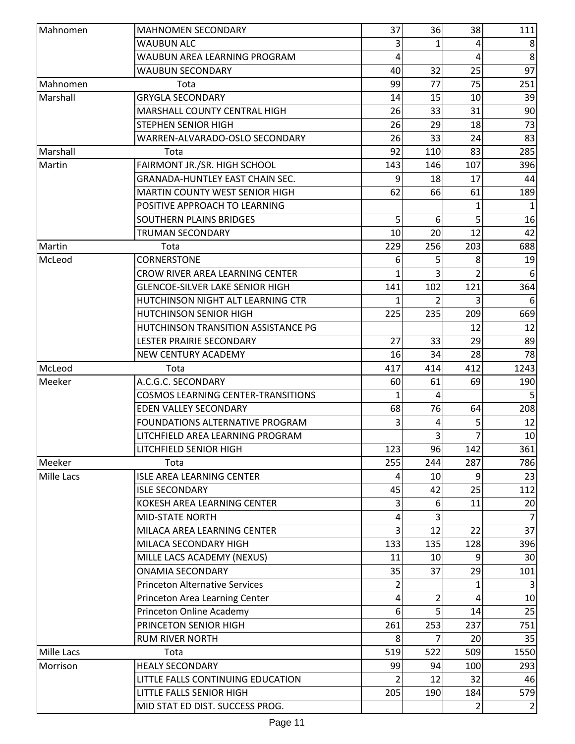| | | | | | |
|---|---|---|---|---|---|
| Mahnomen | MAHNOMEN SECONDARY | 37 | 36 | 38 | 111 |
| | WAUBUN ALC | 3 | 1 | 4 | 8 |
| | WAUBUN AREA LEARNING PROGRAM | 4 | | 4 | 8 |
| | WAUBUN SECONDARY | 40 | 32 | 25 | 97 |
| Mahnomen | Tota | 99 | 77 | 75 | 251 |
| Marshall | GRYGLA SECONDARY | 14 | 15 | 10 | 39 |
| | MARSHALL COUNTY CENTRAL HIGH | 26 | 33 | 31 | 90 |
| | STEPHEN SENIOR HIGH | 26 | 29 | 18 | 73 |
| | WARREN-ALVARADO-OSLO SECONDARY | 26 | 33 | 24 | 83 |
| Marshall | Tota | 92 | 110 | 83 | 285 |
| Martin | FAIRMONT JR./SR. HIGH SCHOOL | 143 | 146 | 107 | 396 |
| | GRANADA-HUNTLEY EAST CHAIN SEC. | 9 | 18 | 17 | 44 |
| | MARTIN COUNTY WEST SENIOR HIGH | 62 | 66 | 61 | 189 |
| | POSITIVE APPROACH TO LEARNING | | | 1 | 1 |
| | SOUTHERN PLAINS BRIDGES | 5 | 6 | 5 | 16 |
| | TRUMAN SECONDARY | 10 | 20 | 12 | 42 |
| Martin | Tota | 229 | 256 | 203 | 688 |
| McLeod | CORNERSTONE | 6 | 5 | 8 | 19 |
| | CROW RIVER AREA LEARNING CENTER | 1 | 3 | 2 | 6 |
| | GLENCOE-SILVER LAKE SENIOR HIGH | 141 | 102 | 121 | 364 |
| | HUTCHINSON NIGHT ALT LEARNING CTR | 1 | 2 | 3 | 6 |
| | HUTCHINSON SENIOR HIGH | 225 | 235 | 209 | 669 |
| | HUTCHINSON TRANSITION ASSISTANCE PG | | | 12 | 12 |
| | LESTER PRAIRIE SECONDARY | 27 | 33 | 29 | 89 |
| | NEW CENTURY ACADEMY | 16 | 34 | 28 | 78 |
| McLeod | Tota | 417 | 414 | 412 | 1243 |
| Meeker | A.C.G.C. SECONDARY | 60 | 61 | 69 | 190 |
| | COSMOS LEARNING CENTER-TRANSITIONS | 1 | 4 | | 5 |
| | EDEN VALLEY SECONDARY | 68 | 76 | 64 | 208 |
| | FOUNDATIONS ALTERNATIVE PROGRAM | 3 | 4 | 5 | 12 |
| | LITCHFIELD AREA LEARNING PROGRAM | | 3 | 7 | 10 |
| | LITCHFIELD SENIOR HIGH | 123 | 96 | 142 | 361 |
| Meeker | Tota | 255 | 244 | 287 | 786 |
| Mille Lacs | ISLE AREA LEARNING CENTER | 4 | 10 | 9 | 23 |
| | ISLE SECONDARY | 45 | 42 | 25 | 112 |
| | KOKESH AREA LEARNING CENTER | 3 | 6 | 11 | 20 |
| | MID-STATE NORTH | 4 | 3 | | 7 |
| | MILACA AREA LEARNING CENTER | 3 | 12 | 22 | 37 |
| | MILACA SECONDARY HIGH | 133 | 135 | 128 | 396 |
| | MILLE LACS ACADEMY (NEXUS) | 11 | 10 | 9 | 30 |
| | ONAMIA SECONDARY | 35 | 37 | 29 | 101 |
| | Princeton Alternative Services | 2 | | 1 | 3 |
| | Princeton Area Learning Center | 4 | 2 | 4 | 10 |
| | Princeton Online Academy | 6 | 5 | 14 | 25 |
| | PRINCETON SENIOR HIGH | 261 | 253 | 237 | 751 |
| | RUM RIVER NORTH | 8 | 7 | 20 | 35 |
| Mille Lacs | Tota | 519 | 522 | 509 | 1550 |
| Morrison | HEALY SECONDARY | 99 | 94 | 100 | 293 |
| | LITTLE FALLS CONTINUING EDUCATION | 2 | 12 | 32 | 46 |
| | LITTLE FALLS SENIOR HIGH | 205 | 190 | 184 | 579 |
| | MID STAT ED DIST. SUCCESS PROG. | | | 2 | 2 |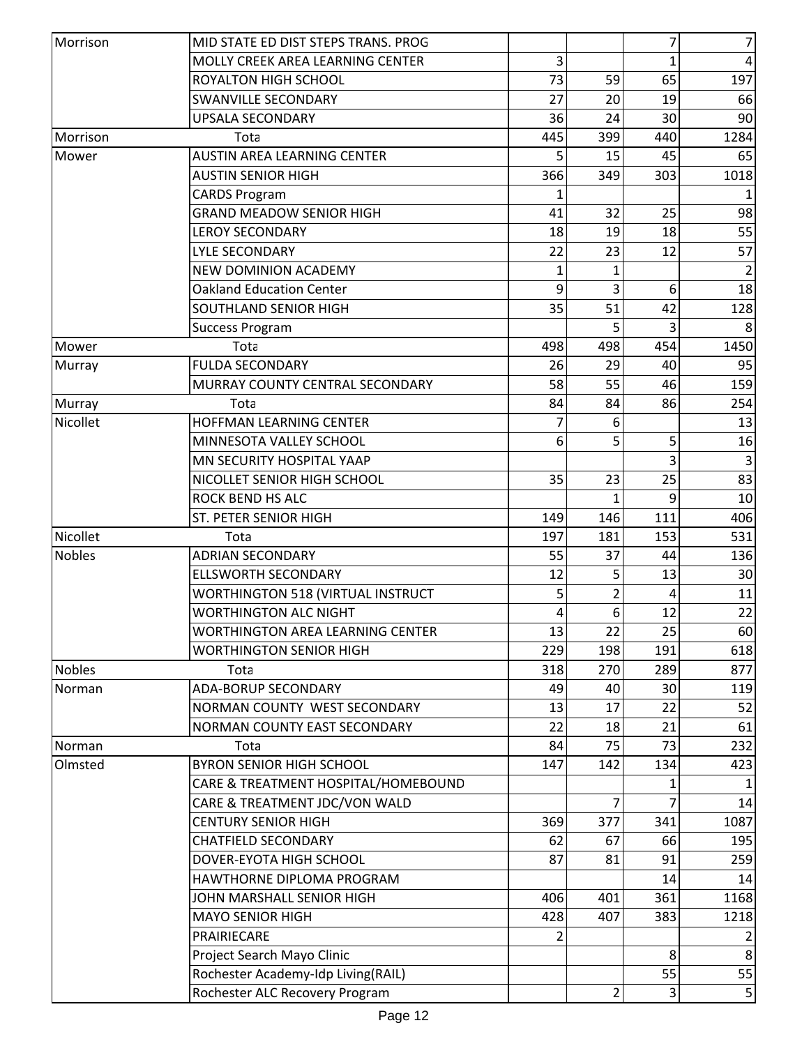| | | | | | |
|---|---|---|---|---|---|
| Morrison | MID STATE ED DIST STEPS TRANS. PROG | | | 7 | 7 |
| | MOLLY CREEK AREA LEARNING CENTER | 3 | | 1 | 4 |
| | ROYALTON HIGH SCHOOL | 73 | 59 | 65 | 197 |
| | SWANVILLE SECONDARY | 27 | 20 | 19 | 66 |
| | UPSALA SECONDARY | 36 | 24 | 30 | 90 |
| Morrison | Tota | 445 | 399 | 440 | 1284 |
| Mower | AUSTIN AREA LEARNING CENTER | 5 | 15 | 45 | 65 |
| | AUSTIN SENIOR HIGH | 366 | 349 | 303 | 1018 |
| | CARDS Program | 1 | | | 1 |
| | GRAND MEADOW SENIOR HIGH | 41 | 32 | 25 | 98 |
| | LEROY SECONDARY | 18 | 19 | 18 | 55 |
| | LYLE SECONDARY | 22 | 23 | 12 | 57 |
| | NEW DOMINION ACADEMY | 1 | 1 | | 2 |
| | Oakland Education Center | 9 | 3 | 6 | 18 |
| | SOUTHLAND SENIOR HIGH | 35 | 51 | 42 | 128 |
| | Success Program | | 5 | 3 | 8 |
| Mower | Tota | 498 | 498 | 454 | 1450 |
| Murray | FULDA SECONDARY | 26 | 29 | 40 | 95 |
| | MURRAY COUNTY CENTRAL SECONDARY | 58 | 55 | 46 | 159 |
| Murray | Tota | 84 | 84 | 86 | 254 |
| Nicollet | HOFFMAN LEARNING CENTER | 7 | 6 | | 13 |
| | MINNESOTA VALLEY SCHOOL | 6 | 5 | 5 | 16 |
| | MN SECURITY HOSPITAL YAAP | | | 3 | 3 |
| | NICOLLET SENIOR HIGH SCHOOL | 35 | 23 | 25 | 83 |
| | ROCK BEND HS ALC | | 1 | 9 | 10 |
| | ST. PETER SENIOR HIGH | 149 | 146 | 111 | 406 |
| Nicollet | Tota | 197 | 181 | 153 | 531 |
| Nobles | ADRIAN SECONDARY | 55 | 37 | 44 | 136 |
| | ELLSWORTH SECONDARY | 12 | 5 | 13 | 30 |
| | WORTHINGTON 518 (VIRTUAL INSTRUCT | 5 | 2 | 4 | 11 |
| | WORTHINGTON ALC NIGHT | 4 | 6 | 12 | 22 |
| | WORTHINGTON AREA LEARNING CENTER | 13 | 22 | 25 | 60 |
| | WORTHINGTON SENIOR HIGH | 229 | 198 | 191 | 618 |
| Nobles | Tota | 318 | 270 | 289 | 877 |
| Norman | ADA-BORUP SECONDARY | 49 | 40 | 30 | 119 |
| | NORMAN COUNTY WEST SECONDARY | 13 | 17 | 22 | 52 |
| | NORMAN COUNTY EAST SECONDARY | 22 | 18 | 21 | 61 |
| Norman | Tota | 84 | 75 | 73 | 232 |
| Olmsted | BYRON SENIOR HIGH SCHOOL | 147 | 142 | 134 | 423 |
| | CARE & TREATMENT HOSPITAL/HOMEBOUND | | | 1 | 1 |
| | CARE & TREATMENT JDC/VON WALD | | 7 | 7 | 14 |
| | CENTURY SENIOR HIGH | 369 | 377 | 341 | 1087 |
| | CHATFIELD SECONDARY | 62 | 67 | 66 | 195 |
| | DOVER-EYOTA HIGH SCHOOL | 87 | 81 | 91 | 259 |
| | HAWTHORNE DIPLOMA PROGRAM | | | 14 | 14 |
| | JOHN MARSHALL SENIOR HIGH | 406 | 401 | 361 | 1168 |
| | MAYO SENIOR HIGH | 428 | 407 | 383 | 1218 |
| | PRAIRIECARE | 2 | | | 2 |
| | Project Search Mayo Clinic | | | 8 | 8 |
| | Rochester Academy-Idp Living(RAIL) | | | 55 | 55 |
| | Rochester ALC Recovery Program | | 2 | 3 | 5 |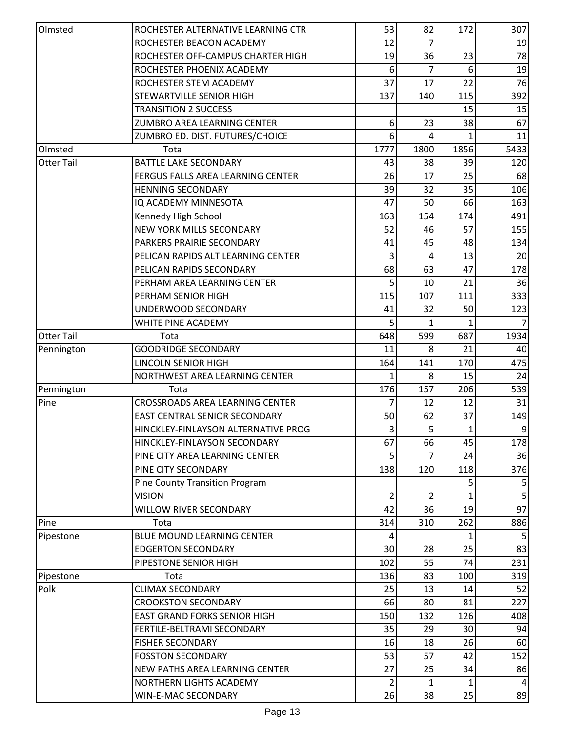| | | | | | |
|---|---|---|---|---|---|
| Olmsted | ROCHESTER ALTERNATIVE LEARNING CTR | 53 | 82 | 172 | 307 |
| | ROCHESTER BEACON ACADEMY | 12 | 7 | | 19 |
| | ROCHESTER OFF-CAMPUS CHARTER HIGH | 19 | 36 | 23 | 78 |
| | ROCHESTER PHOENIX ACADEMY | 6 | 7 | 6 | 19 |
| | ROCHESTER STEM ACADEMY | 37 | 17 | 22 | 76 |
| | STEWARTVILLE SENIOR HIGH | 137 | 140 | 115 | 392 |
| | TRANSITION 2 SUCCESS | | | 15 | 15 |
| | ZUMBRO AREA LEARNING CENTER | 6 | 23 | 38 | 67 |
| | ZUMBRO ED. DIST. FUTURES/CHOICE | 6 | 4 | 1 | 11 |
| Olmsted | Tota | 1777 | 1800 | 1856 | 5433 |
| Otter Tail | BATTLE LAKE SECONDARY | 43 | 38 | 39 | 120 |
| | FERGUS FALLS AREA LEARNING CENTER | 26 | 17 | 25 | 68 |
| | HENNING SECONDARY | 39 | 32 | 35 | 106 |
| | IQ ACADEMY MINNESOTA | 47 | 50 | 66 | 163 |
| | Kennedy High School | 163 | 154 | 174 | 491 |
| | NEW YORK MILLS SECONDARY | 52 | 46 | 57 | 155 |
| | PARKERS PRAIRIE SECONDARY | 41 | 45 | 48 | 134 |
| | PELICAN RAPIDS ALT LEARNING CENTER | 3 | 4 | 13 | 20 |
| | PELICAN RAPIDS SECONDARY | 68 | 63 | 47 | 178 |
| | PERHAM AREA LEARNING CENTER | 5 | 10 | 21 | 36 |
| | PERHAM SENIOR HIGH | 115 | 107 | 111 | 333 |
| | UNDERWOOD SECONDARY | 41 | 32 | 50 | 123 |
| | WHITE PINE ACADEMY | 5 | 1 | 1 | 7 |
| Otter Tail | Tota | 648 | 599 | 687 | 1934 |
| Pennington | GOODRIDGE SECONDARY | 11 | 8 | 21 | 40 |
| | LINCOLN SENIOR HIGH | 164 | 141 | 170 | 475 |
| | NORTHWEST AREA LEARNING CENTER | 1 | 8 | 15 | 24 |
| Pennington | Tota | 176 | 157 | 206 | 539 |
| Pine | CROSSROADS AREA LEARNING CENTER | 7 | 12 | 12 | 31 |
| | EAST CENTRAL SENIOR SECONDARY | 50 | 62 | 37 | 149 |
| | HINCKLEY-FINLAYSON ALTERNATIVE PROG | 3 | 5 | 1 | 9 |
| | HINCKLEY-FINLAYSON SECONDARY | 67 | 66 | 45 | 178 |
| | PINE CITY AREA LEARNING CENTER | 5 | 7 | 24 | 36 |
| | PINE CITY SECONDARY | 138 | 120 | 118 | 376 |
| | Pine County Transition Program | | | 5 | 5 |
| | VISION | 2 | 2 | 1 | 5 |
| | WILLOW RIVER SECONDARY | 42 | 36 | 19 | 97 |
| Pine | Tota | 314 | 310 | 262 | 886 |
| Pipestone | BLUE MOUND LEARNING CENTER | 4 | | 1 | 5 |
| | EDGERTON SECONDARY | 30 | 28 | 25 | 83 |
| | PIPESTONE SENIOR HIGH | 102 | 55 | 74 | 231 |
| Pipestone | Tota | 136 | 83 | 100 | 319 |
| Polk | CLIMAX SECONDARY | 25 | 13 | 14 | 52 |
| | CROOKSTON SECONDARY | 66 | 80 | 81 | 227 |
| | EAST GRAND FORKS SENIOR HIGH | 150 | 132 | 126 | 408 |
| | FERTILE-BELTRAMI SECONDARY | 35 | 29 | 30 | 94 |
| | FISHER SECONDARY | 16 | 18 | 26 | 60 |
| | FOSSTON SECONDARY | 53 | 57 | 42 | 152 |
| | NEW PATHS AREA LEARNING CENTER | 27 | 25 | 34 | 86 |
| | NORTHERN LIGHTS ACADEMY | 2 | 1 | 1 | 4 |
| | WIN-E-MAC SECONDARY | 26 | 38 | 25 | 89 |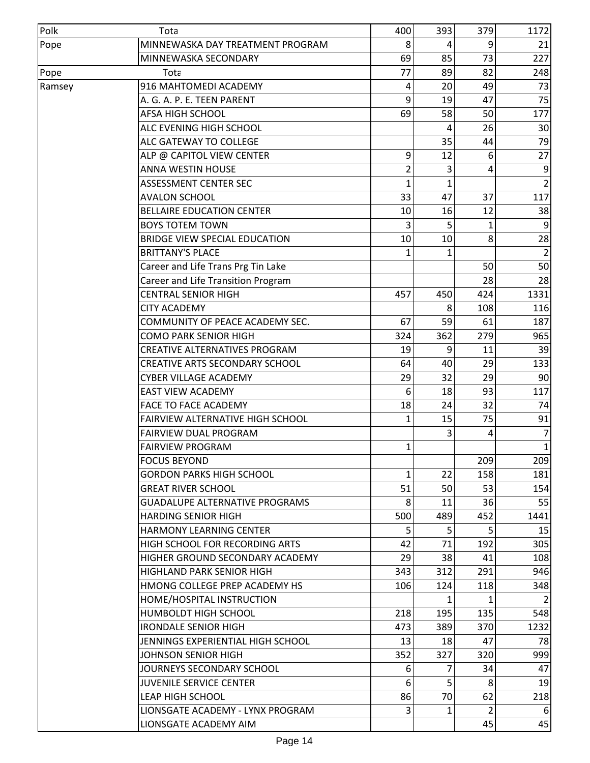| Polk | Tota | 400 | 393 | 379 | 1172 |
|---|---|---|---|---|---|
| Pope | MINNEWASKA DAY TREATMENT PROGRAM | 8 | 4 | 9 | 21 |
| | MINNEWASKA SECONDARY | 69 | 85 | 73 | 227 |
| Pope | Tota | 77 | 89 | 82 | 248 |
| Ramsey | 916 MAHTOMEDI ACADEMY | 4 | 20 | 49 | 73 |
| | A. G. A. P. E. TEEN PARENT | 9 | 19 | 47 | 75 |
| | AFSA HIGH SCHOOL | 69 | 58 | 50 | 177 |
| | ALC EVENING HIGH SCHOOL | | 4 | 26 | 30 |
| | ALC GATEWAY TO COLLEGE | | 35 | 44 | 79 |
| | ALP @ CAPITOL VIEW CENTER | 9 | 12 | 6 | 27 |
| | ANNA WESTIN HOUSE | 2 | 3 | 4 | 9 |
| | ASSESSMENT CENTER SEC | 1 | 1 | | 2 |
| | AVALON SCHOOL | 33 | 47 | 37 | 117 |
| | BELLAIRE EDUCATION CENTER | 10 | 16 | 12 | 38 |
| | BOYS TOTEM TOWN | 3 | 5 | 1 | 9 |
| | BRIDGE VIEW SPECIAL EDUCATION | 10 | 10 | 8 | 28 |
| | BRITTANY'S PLACE | 1 | 1 | | 2 |
| | Career and Life Trans Prg Tin Lake | | | 50 | 50 |
| | Career and Life Transition Program | | | 28 | 28 |
| | CENTRAL SENIOR HIGH | 457 | 450 | 424 | 1331 |
| | CITY ACADEMY | | 8 | 108 | 116 |
| | COMMUNITY OF PEACE ACADEMY SEC. | 67 | 59 | 61 | 187 |
| | COMO PARK SENIOR HIGH | 324 | 362 | 279 | 965 |
| | CREATIVE ALTERNATIVES PROGRAM | 19 | 9 | 11 | 39 |
| | CREATIVE ARTS SECONDARY SCHOOL | 64 | 40 | 29 | 133 |
| | CYBER VILLAGE ACADEMY | 29 | 32 | 29 | 90 |
| | EAST VIEW ACADEMY | 6 | 18 | 93 | 117 |
| | FACE TO FACE ACADEMY | 18 | 24 | 32 | 74 |
| | FAIRVIEW ALTERNATIVE HIGH SCHOOL | 1 | 15 | 75 | 91 |
| | FAIRVIEW DUAL PROGRAM | | 3 | 4 | 7 |
| | FAIRVIEW PROGRAM | 1 | | | 1 |
| | FOCUS BEYOND | | | 209 | 209 |
| | GORDON PARKS HIGH SCHOOL | 1 | 22 | 158 | 181 |
| | GREAT RIVER SCHOOL | 51 | 50 | 53 | 154 |
| | GUADALUPE ALTERNATIVE PROGRAMS | 8 | 11 | 36 | 55 |
| | HARDING SENIOR HIGH | 500 | 489 | 452 | 1441 |
| | HARMONY LEARNING CENTER | 5 | 5 | 5 | 15 |
| | HIGH SCHOOL FOR RECORDING ARTS | 42 | 71 | 192 | 305 |
| | HIGHER GROUND SECONDARY ACADEMY | 29 | 38 | 41 | 108 |
| | HIGHLAND PARK SENIOR HIGH | 343 | 312 | 291 | 946 |
| | HMONG COLLEGE PREP ACADEMY HS | 106 | 124 | 118 | 348 |
| | HOME/HOSPITAL INSTRUCTION | | 1 | 1 | 2 |
| | HUMBOLDT HIGH SCHOOL | 218 | 195 | 135 | 548 |
| | IRONDALE SENIOR HIGH | 473 | 389 | 370 | 1232 |
| | JENNINGS EXPERIENTIAL HIGH SCHOOL | 13 | 18 | 47 | 78 |
| | JOHNSON SENIOR HIGH | 352 | 327 | 320 | 999 |
| | JOURNEYS SECONDARY SCHOOL | 6 | 7 | 34 | 47 |
| | JUVENILE SERVICE CENTER | 6 | 5 | 8 | 19 |
| | LEAP HIGH SCHOOL | 86 | 70 | 62 | 218 |
| | LIONSGATE ACADEMY - LYNX PROGRAM | 3 | 1 | 2 | 6 |
| | LIONSGATE ACADEMY AIM | | | 45 | 45 |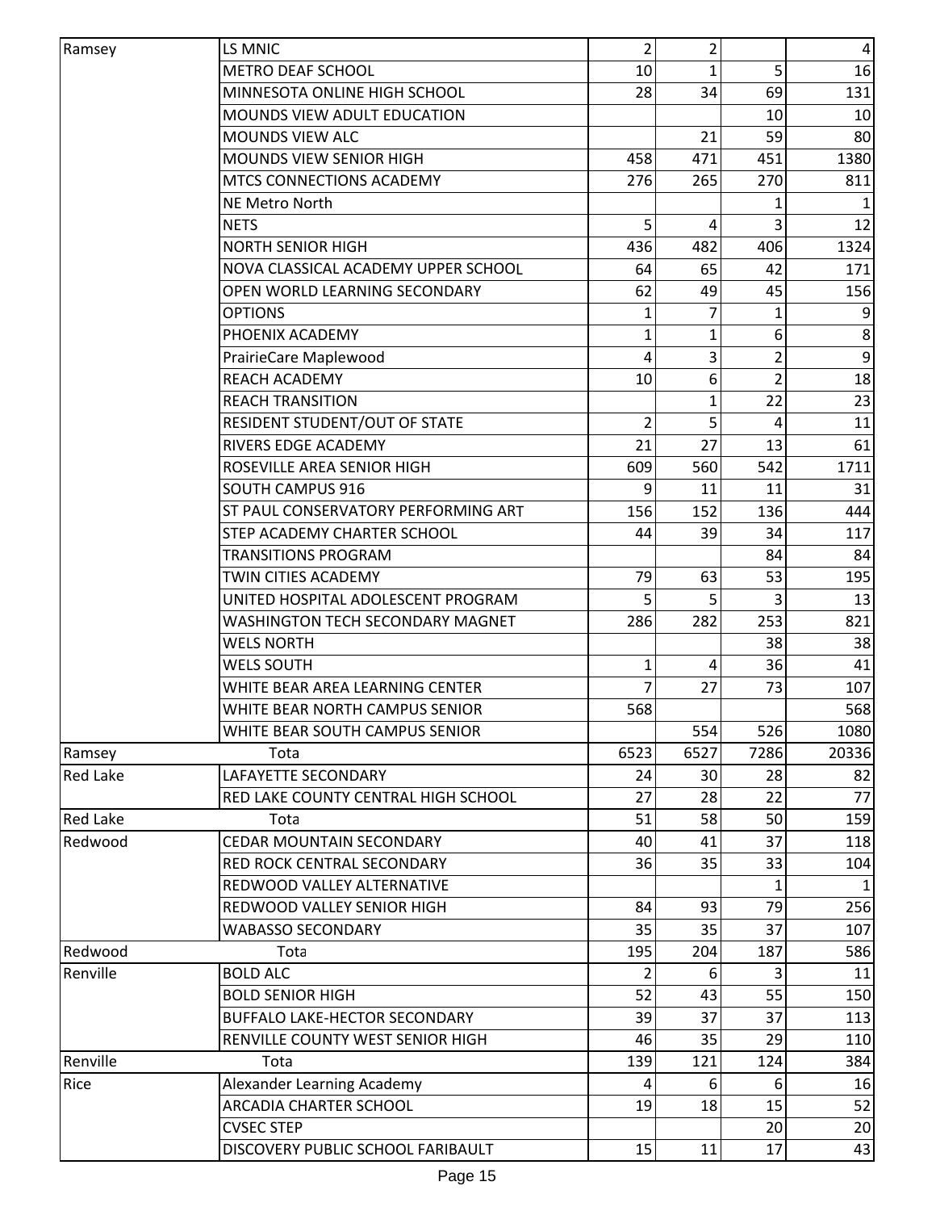| | | | | | |
|---|---|---|---|---|---|
| Ramsey | LS MNIC | 2 | 2 | | 4 |
| | METRO DEAF SCHOOL | 10 | 1 | 5 | 16 |
| | MINNESOTA ONLINE HIGH SCHOOL | 28 | 34 | 69 | 131 |
| | MOUNDS VIEW ADULT EDUCATION | | | 10 | 10 |
| | MOUNDS VIEW ALC | | 21 | 59 | 80 |
| | MOUNDS VIEW SENIOR HIGH | 458 | 471 | 451 | 1380 |
| | MTCS CONNECTIONS ACADEMY | 276 | 265 | 270 | 811 |
| | NE Metro North | | | 1 | 1 |
| | NETS | 5 | 4 | 3 | 12 |
| | NORTH SENIOR HIGH | 436 | 482 | 406 | 1324 |
| | NOVA CLASSICAL ACADEMY UPPER SCHOOL | 64 | 65 | 42 | 171 |
| | OPEN WORLD LEARNING SECONDARY | 62 | 49 | 45 | 156 |
| | OPTIONS | 1 | 7 | 1 | 9 |
| | PHOENIX ACADEMY | 1 | 1 | 6 | 8 |
| | PrairieCare Maplewood | 4 | 3 | 2 | 9 |
| | REACH ACADEMY | 10 | 6 | 2 | 18 |
| | REACH TRANSITION | | 1 | 22 | 23 |
| | RESIDENT STUDENT/OUT OF STATE | 2 | 5 | 4 | 11 |
| | RIVERS EDGE ACADEMY | 21 | 27 | 13 | 61 |
| | ROSEVILLE AREA SENIOR HIGH | 609 | 560 | 542 | 1711 |
| | SOUTH CAMPUS 916 | 9 | 11 | 11 | 31 |
| | ST PAUL CONSERVATORY PERFORMING ART | 156 | 152 | 136 | 444 |
| | STEP ACADEMY CHARTER SCHOOL | 44 | 39 | 34 | 117 |
| | TRANSITIONS PROGRAM | | | 84 | 84 |
| | TWIN CITIES ACADEMY | 79 | 63 | 53 | 195 |
| | UNITED HOSPITAL ADOLESCENT PROGRAM | 5 | 5 | 3 | 13 |
| | WASHINGTON TECH SECONDARY MAGNET | 286 | 282 | 253 | 821 |
| | WELS NORTH | | | 38 | 38 |
| | WELS SOUTH | 1 | 4 | 36 | 41 |
| | WHITE BEAR AREA LEARNING CENTER | 7 | 27 | 73 | 107 |
| | WHITE BEAR NORTH CAMPUS SENIOR | 568 | | | 568 |
| | WHITE BEAR SOUTH CAMPUS SENIOR | | 554 | 526 | 1080 |
| Ramsey | Tota | 6523 | 6527 | 7286 | 20336 |
| Red Lake | LAFAYETTE SECONDARY | 24 | 30 | 28 | 82 |
| | RED LAKE COUNTY CENTRAL HIGH SCHOOL | 27 | 28 | 22 | 77 |
| Red Lake | Tota | 51 | 58 | 50 | 159 |
| Redwood | CEDAR MOUNTAIN SECONDARY | 40 | 41 | 37 | 118 |
| | RED ROCK CENTRAL SECONDARY | 36 | 35 | 33 | 104 |
| | REDWOOD VALLEY ALTERNATIVE | | | 1 | 1 |
| | REDWOOD VALLEY SENIOR HIGH | 84 | 93 | 79 | 256 |
| | WABASSO SECONDARY | 35 | 35 | 37 | 107 |
| Redwood | Tota | 195 | 204 | 187 | 586 |
| Renville | BOLD ALC | 2 | 6 | 3 | 11 |
| | BOLD SENIOR HIGH | 52 | 43 | 55 | 150 |
| | BUFFALO LAKE-HECTOR SECONDARY | 39 | 37 | 37 | 113 |
| | RENVILLE COUNTY WEST SENIOR HIGH | 46 | 35 | 29 | 110 |
| Renville | Tota | 139 | 121 | 124 | 384 |
| Rice | Alexander Learning Academy | 4 | 6 | 6 | 16 |
| | ARCADIA CHARTER SCHOOL | 19 | 18 | 15 | 52 |
| | CVSEC STEP | | | 20 | 20 |
| | DISCOVERY PUBLIC SCHOOL FARIBAULT | 15 | 11 | 17 | 43 |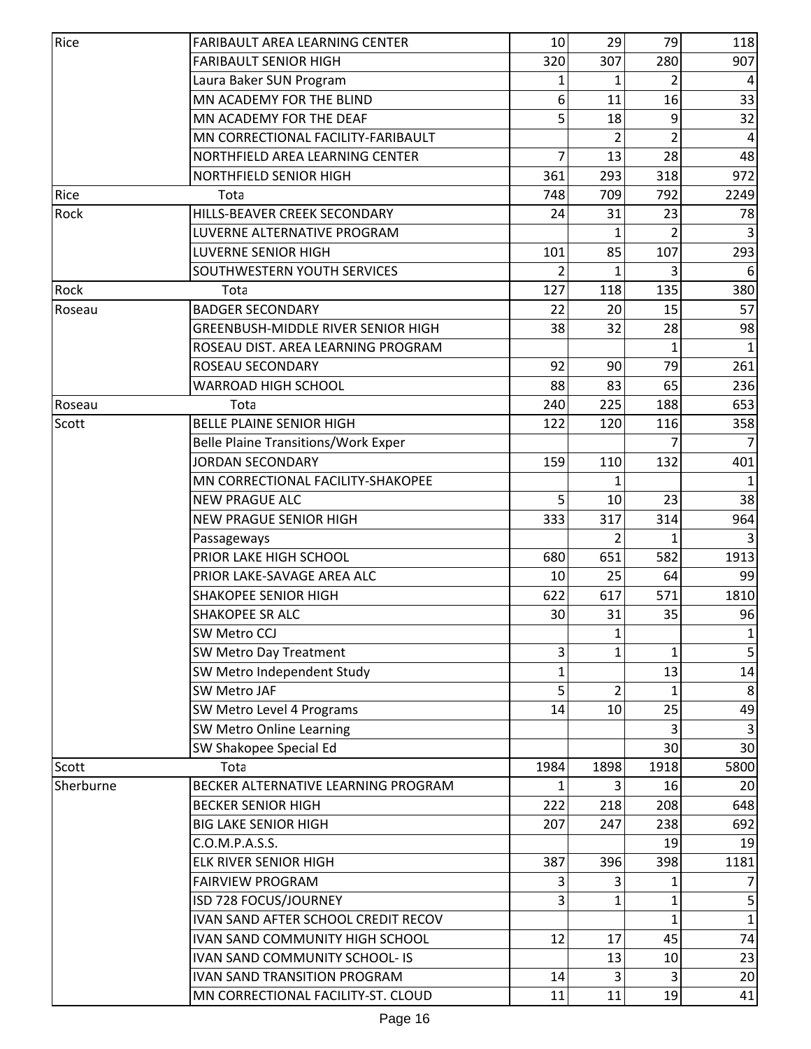| | | | | | |
|---|---|---|---|---|---|
| Rice | FARIBAULT AREA LEARNING CENTER | 10 | 29 | 79 | 118 |
| | FARIBAULT SENIOR HIGH | 320 | 307 | 280 | 907 |
| | Laura Baker SUN Program | 1 | 1 | 2 | 4 |
| | MN ACADEMY FOR THE BLIND | 6 | 11 | 16 | 33 |
| | MN ACADEMY FOR THE DEAF | 5 | 18 | 9 | 32 |
| | MN CORRECTIONAL FACILITY-FARIBAULT | | 2 | 2 | 4 |
| | NORTHFIELD AREA LEARNING CENTER | 7 | 13 | 28 | 48 |
| | NORTHFIELD SENIOR HIGH | 361 | 293 | 318 | 972 |
| Rice | Tota | 748 | 709 | 792 | 2249 |
| Rock | HILLS-BEAVER CREEK SECONDARY | 24 | 31 | 23 | 78 |
| | LUVERNE ALTERNATIVE PROGRAM | | 1 | 2 | 3 |
| | LUVERNE SENIOR HIGH | 101 | 85 | 107 | 293 |
| | SOUTHWESTERN YOUTH SERVICES | 2 | 1 | 3 | 6 |
| Rock | Tota | 127 | 118 | 135 | 380 |
| Roseau | BADGER SECONDARY | 22 | 20 | 15 | 57 |
| | GREENBUSH-MIDDLE RIVER SENIOR HIGH | 38 | 32 | 28 | 98 |
| | ROSEAU DIST. AREA LEARNING PROGRAM | | | 1 | 1 |
| | ROSEAU SECONDARY | 92 | 90 | 79 | 261 |
| | WARROAD HIGH SCHOOL | 88 | 83 | 65 | 236 |
| Roseau | Tota | 240 | 225 | 188 | 653 |
| Scott | BELLE PLAINE SENIOR HIGH | 122 | 120 | 116 | 358 |
| | Belle Plaine Transitions/Work Exper | | | 7 | 7 |
| | JORDAN SECONDARY | 159 | 110 | 132 | 401 |
| | MN CORRECTIONAL FACILITY-SHAKOPEE | | 1 | | 1 |
| | NEW PRAGUE ALC | 5 | 10 | 23 | 38 |
| | NEW PRAGUE SENIOR HIGH | 333 | 317 | 314 | 964 |
| | Passageways | | 2 | 1 | 3 |
| | PRIOR LAKE HIGH SCHOOL | 680 | 651 | 582 | 1913 |
| | PRIOR LAKE-SAVAGE AREA ALC | 10 | 25 | 64 | 99 |
| | SHAKOPEE SENIOR HIGH | 622 | 617 | 571 | 1810 |
| | SHAKOPEE SR ALC | 30 | 31 | 35 | 96 |
| | SW Metro CCJ | | 1 | | 1 |
| | SW Metro Day Treatment | 3 | 1 | 1 | 5 |
| | SW Metro Independent Study | 1 | | 13 | 14 |
| | SW Metro JAF | 5 | 2 | 1 | 8 |
| | SW Metro Level 4 Programs | 14 | 10 | 25 | 49 |
| | SW Metro Online Learning | | | 3 | 3 |
| | SW Shakopee Special Ed | | | 30 | 30 |
| Scott | Tota | 1984 | 1898 | 1918 | 5800 |
| Sherburne | BECKER ALTERNATIVE LEARNING PROGRAM | 1 | 3 | 16 | 20 |
| | BECKER SENIOR HIGH | 222 | 218 | 208 | 648 |
| | BIG LAKE SENIOR HIGH | 207 | 247 | 238 | 692 |
| | C.O.M.P.A.S.S. | | | 19 | 19 |
| | ELK RIVER SENIOR HIGH | 387 | 396 | 398 | 1181 |
| | FAIRVIEW PROGRAM | 3 | 3 | 1 | 7 |
| | ISD 728 FOCUS/JOURNEY | 3 | 1 | 1 | 5 |
| | IVAN SAND AFTER SCHOOL CREDIT RECOV | | | 1 | 1 |
| | IVAN SAND COMMUNITY HIGH SCHOOL | 12 | 17 | 45 | 74 |
| | IVAN SAND COMMUNITY SCHOOL- IS | | 13 | 10 | 23 |
| | IVAN SAND TRANSITION PROGRAM | 14 | 3 | 3 | 20 |
| | MN CORRECTIONAL FACILITY-ST. CLOUD | 11 | 11 | 19 | 41 |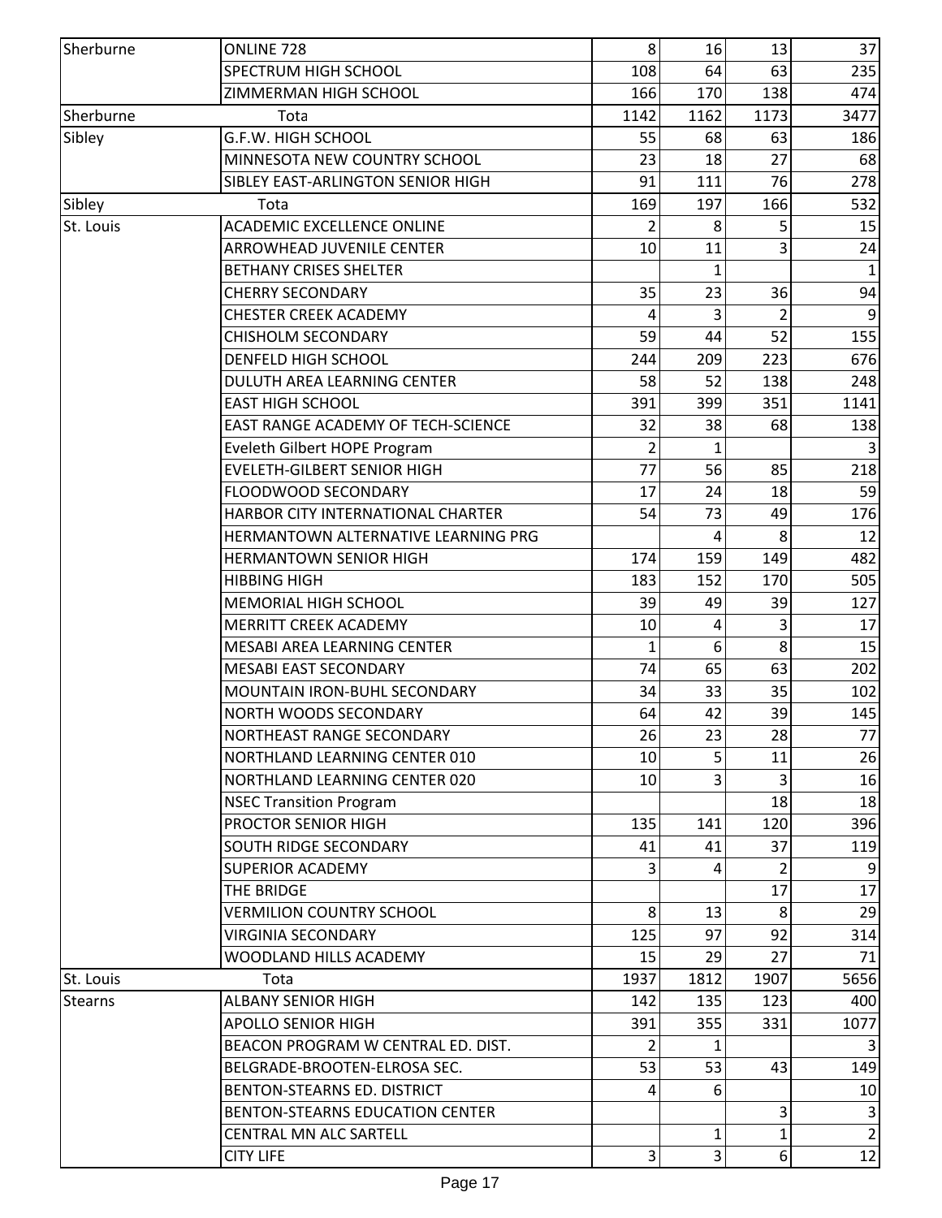| | | | | | |
|---|---|---|---|---|---|
| Sherburne | ONLINE 728 | 8 | 16 | 13 | 37 |
| | SPECTRUM HIGH SCHOOL | 108 | 64 | 63 | 235 |
| | ZIMMERMAN HIGH SCHOOL | 166 | 170 | 138 | 474 |
| Sherburne | Tota | 1142 | 1162 | 1173 | 3477 |
| Sibley | G.F.W. HIGH SCHOOL | 55 | 68 | 63 | 186 |
| | MINNESOTA NEW COUNTRY SCHOOL | 23 | 18 | 27 | 68 |
| | SIBLEY EAST-ARLINGTON SENIOR HIGH | 91 | 111 | 76 | 278 |
| Sibley | Tota | 169 | 197 | 166 | 532 |
| St. Louis | ACADEMIC EXCELLENCE ONLINE | 2 | 8 | 5 | 15 |
| | ARROWHEAD JUVENILE CENTER | 10 | 11 | 3 | 24 |
| | BETHANY CRISES SHELTER | | 1 | | 1 |
| | CHERRY SECONDARY | 35 | 23 | 36 | 94 |
| | CHESTER CREEK ACADEMY | 4 | 3 | 2 | 9 |
| | CHISHOLM SECONDARY | 59 | 44 | 52 | 155 |
| | DENFELD HIGH SCHOOL | 244 | 209 | 223 | 676 |
| | DULUTH AREA LEARNING CENTER | 58 | 52 | 138 | 248 |
| | EAST HIGH SCHOOL | 391 | 399 | 351 | 1141 |
| | EAST RANGE ACADEMY OF TECH-SCIENCE | 32 | 38 | 68 | 138 |
| | Eveleth Gilbert HOPE Program | 2 | 1 | | 3 |
| | EVELETH-GILBERT SENIOR HIGH | 77 | 56 | 85 | 218 |
| | FLOODWOOD SECONDARY | 17 | 24 | 18 | 59 |
| | HARBOR CITY INTERNATIONAL CHARTER | 54 | 73 | 49 | 176 |
| | HERMANTOWN ALTERNATIVE LEARNING PRG | | 4 | 8 | 12 |
| | HERMANTOWN SENIOR HIGH | 174 | 159 | 149 | 482 |
| | HIBBING HIGH | 183 | 152 | 170 | 505 |
| | MEMORIAL HIGH SCHOOL | 39 | 49 | 39 | 127 |
| | MERRITT CREEK ACADEMY | 10 | 4 | 3 | 17 |
| | MESABI AREA LEARNING CENTER | 1 | 6 | 8 | 15 |
| | MESABI EAST SECONDARY | 74 | 65 | 63 | 202 |
| | MOUNTAIN IRON-BUHL SECONDARY | 34 | 33 | 35 | 102 |
| | NORTH WOODS SECONDARY | 64 | 42 | 39 | 145 |
| | NORTHEAST RANGE SECONDARY | 26 | 23 | 28 | 77 |
| | NORTHLAND LEARNING CENTER 010 | 10 | 5 | 11 | 26 |
| | NORTHLAND LEARNING CENTER 020 | 10 | 3 | 3 | 16 |
| | NSEC Transition Program | | | 18 | 18 |
| | PROCTOR SENIOR HIGH | 135 | 141 | 120 | 396 |
| | SOUTH RIDGE SECONDARY | 41 | 41 | 37 | 119 |
| | SUPERIOR ACADEMY | 3 | 4 | 2 | 9 |
| | THE BRIDGE | | | 17 | 17 |
| | VERMILION COUNTRY SCHOOL | 8 | 13 | 8 | 29 |
| | VIRGINIA SECONDARY | 125 | 97 | 92 | 314 |
| | WOODLAND HILLS ACADEMY | 15 | 29 | 27 | 71 |
| St. Louis | Tota | 1937 | 1812 | 1907 | 5656 |
| Stearns | ALBANY SENIOR HIGH | 142 | 135 | 123 | 400 |
| | APOLLO SENIOR HIGH | 391 | 355 | 331 | 1077 |
| | BEACON PROGRAM W CENTRAL ED. DIST. | 2 | 1 | | 3 |
| | BELGRADE-BROOTEN-ELROSA SEC. | 53 | 53 | 43 | 149 |
| | BENTON-STEARNS ED. DISTRICT | 4 | 6 | | 10 |
| | BENTON-STEARNS EDUCATION CENTER | | | 3 | 3 |
| | CENTRAL MN ALC SARTELL | | 1 | 1 | 2 |
| | CITY LIFE | 3 | 3 | 6 | 12 |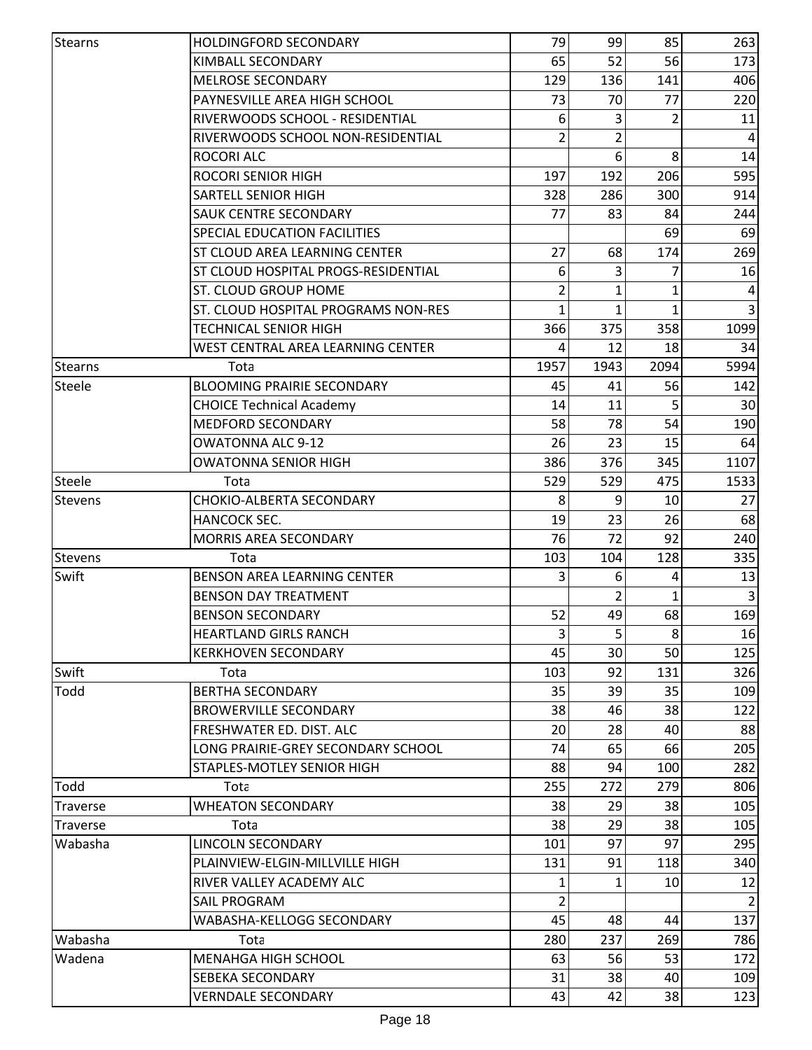| Stearns | HOLDINGFORD SECONDARY | 79 | 99 | 85 | 263 |
|---|---|---|---|---|---|
| | KIMBALL SECONDARY | 65 | 52 | 56 | 173 |
| | MELROSE SECONDARY | 129 | 136 | 141 | 406 |
| | PAYNESVILLE AREA HIGH SCHOOL | 73 | 70 | 77 | 220 |
| | RIVERWOODS SCHOOL - RESIDENTIAL | 6 | 3 | 2 | 11 |
| | RIVERWOODS SCHOOL NON-RESIDENTIAL | 2 | 2 | | 4 |
| | ROCORI ALC | | 6 | 8 | 14 |
| | ROCORI SENIOR HIGH | 197 | 192 | 206 | 595 |
| | SARTELL SENIOR HIGH | 328 | 286 | 300 | 914 |
| | SAUK CENTRE SECONDARY | 77 | 83 | 84 | 244 |
| | SPECIAL EDUCATION FACILITIES | | | 69 | 69 |
| | ST CLOUD AREA LEARNING CENTER | 27 | 68 | 174 | 269 |
| | ST CLOUD HOSPITAL PROGS-RESIDENTIAL | 6 | 3 | 7 | 16 |
| | ST. CLOUD GROUP HOME | 2 | 1 | 1 | 4 |
| | ST. CLOUD HOSPITAL PROGRAMS NON-RES | 1 | 1 | 1 | 3 |
| | TECHNICAL SENIOR HIGH | 366 | 375 | 358 | 1099 |
| | WEST CENTRAL AREA LEARNING CENTER | 4 | 12 | 18 | 34 |
| Stearns | Tota | 1957 | 1943 | 2094 | 5994 |
| Steele | BLOOMING PRAIRIE SECONDARY | 45 | 41 | 56 | 142 |
| | CHOICE Technical Academy | 14 | 11 | 5 | 30 |
| | MEDFORD SECONDARY | 58 | 78 | 54 | 190 |
| | OWATONNA ALC 9-12 | 26 | 23 | 15 | 64 |
| | OWATONNA SENIOR HIGH | 386 | 376 | 345 | 1107 |
| Steele | Tota | 529 | 529 | 475 | 1533 |
| Stevens | CHOKIO-ALBERTA SECONDARY | 8 | 9 | 10 | 27 |
| | HANCOCK SEC. | 19 | 23 | 26 | 68 |
| | MORRIS AREA SECONDARY | 76 | 72 | 92 | 240 |
| Stevens | Tota | 103 | 104 | 128 | 335 |
| Swift | BENSON AREA LEARNING CENTER | 3 | 6 | 4 | 13 |
| | BENSON DAY TREATMENT | | 2 | 1 | 3 |
| | BENSON SECONDARY | 52 | 49 | 68 | 169 |
| | HEARTLAND GIRLS RANCH | 3 | 5 | 8 | 16 |
| | KERKHOVEN SECONDARY | 45 | 30 | 50 | 125 |
| Swift | Tota | 103 | 92 | 131 | 326 |
| Todd | BERTHA SECONDARY | 35 | 39 | 35 | 109 |
| | BROWERVILLE SECONDARY | 38 | 46 | 38 | 122 |
| | FRESHWATER ED. DIST. ALC | 20 | 28 | 40 | 88 |
| | LONG PRAIRIE-GREY SECONDARY SCHOOL | 74 | 65 | 66 | 205 |
| | STAPLES-MOTLEY SENIOR HIGH | 88 | 94 | 100 | 282 |
| Todd | Tota | 255 | 272 | 279 | 806 |
| Traverse | WHEATON SECONDARY | 38 | 29 | 38 | 105 |
| Traverse | Tota | 38 | 29 | 38 | 105 |
| Wabasha | LINCOLN SECONDARY | 101 | 97 | 97 | 295 |
| | PLAINVIEW-ELGIN-MILLVILLE HIGH | 131 | 91 | 118 | 340 |
| | RIVER VALLEY ACADEMY ALC | 1 | 1 | 10 | 12 |
| | SAIL PROGRAM | 2 | | | 2 |
| | WABASHA-KELLOGG SECONDARY | 45 | 48 | 44 | 137 |
| Wabasha | Tota | 280 | 237 | 269 | 786 |
| Wadena | MENAHGA HIGH SCHOOL | 63 | 56 | 53 | 172 |
| | SEBEKA SECONDARY | 31 | 38 | 40 | 109 |
| | VERNDALE SECONDARY | 43 | 42 | 38 | 123 |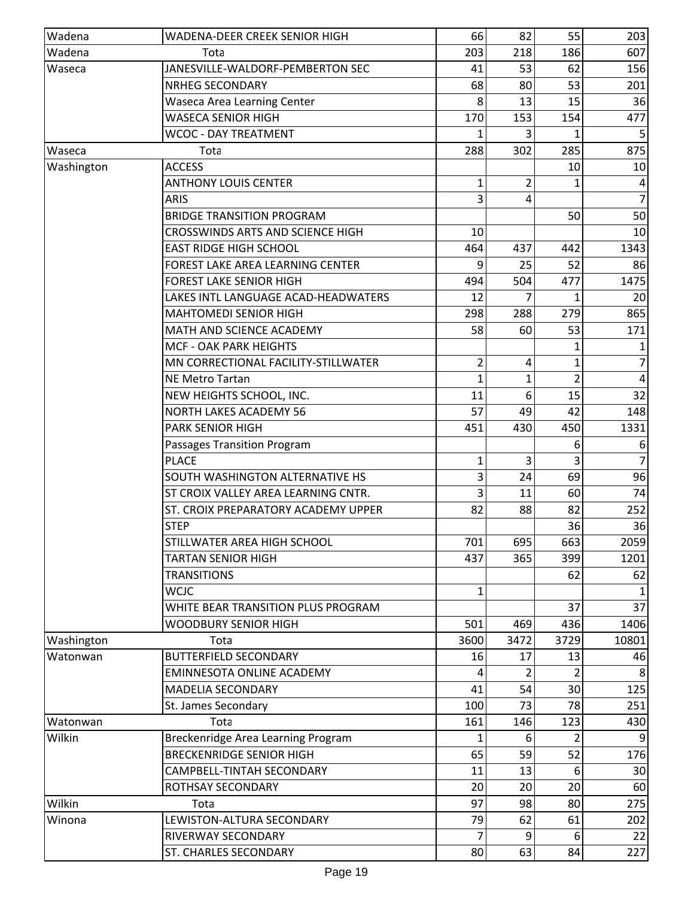| Wadena | WADENA-DEER CREEK SENIOR HIGH | 66 | 82 | 55 | 203 |
|---|---|---|---|---|---|
| Wadena | Tota | 203 | 218 | 186 | 607 |
| Waseca | JANESVILLE-WALDORF-PEMBERTON SEC | 41 | 53 | 62 | 156 |
| | NRHEG SECONDARY | 68 | 80 | 53 | 201 |
| | Waseca Area Learning Center | 8 | 13 | 15 | 36 |
| | WASECA SENIOR HIGH | 170 | 153 | 154 | 477 |
| | WCOC - DAY TREATMENT | 1 | 3 | 1 | 5 |
| Waseca | Tota | 288 | 302 | 285 | 875 |
| Washington | ACCESS | | | 10 | 10 |
| | ANTHONY LOUIS CENTER | 1 | 2 | 1 | 4 |
| | ARIS | 3 | 4 | | 7 |
| | BRIDGE TRANSITION PROGRAM | | | 50 | 50 |
| | CROSSWINDS ARTS AND SCIENCE HIGH | 10 | | | 10 |
| | EAST RIDGE HIGH SCHOOL | 464 | 437 | 442 | 1343 |
| | FOREST LAKE AREA LEARNING CENTER | 9 | 25 | 52 | 86 |
| | FOREST LAKE SENIOR HIGH | 494 | 504 | 477 | 1475 |
| | LAKES INTL LANGUAGE ACAD-HEADWATERS | 12 | 7 | 1 | 20 |
| | MAHTOMEDI SENIOR HIGH | 298 | 288 | 279 | 865 |
| | MATH AND SCIENCE ACADEMY | 58 | 60 | 53 | 171 |
| | MCF - OAK PARK HEIGHTS | | | 1 | 1 |
| | MN CORRECTIONAL FACILITY-STILLWATER | 2 | 4 | 1 | 7 |
| | NE Metro Tartan | 1 | 1 | 2 | 4 |
| | NEW HEIGHTS SCHOOL, INC. | 11 | 6 | 15 | 32 |
| | NORTH LAKES ACADEMY 56 | 57 | 49 | 42 | 148 |
| | PARK SENIOR HIGH | 451 | 430 | 450 | 1331 |
| | Passages Transition Program | | | 6 | 6 |
| | PLACE | 1 | 3 | 3 | 7 |
| | SOUTH WASHINGTON ALTERNATIVE HS | 3 | 24 | 69 | 96 |
| | ST CROIX VALLEY AREA LEARNING CNTR. | 3 | 11 | 60 | 74 |
| | ST. CROIX PREPARATORY ACADEMY UPPER | 82 | 88 | 82 | 252 |
| | STEP | | | 36 | 36 |
| | STILLWATER AREA HIGH SCHOOL | 701 | 695 | 663 | 2059 |
| | TARTAN SENIOR HIGH | 437 | 365 | 399 | 1201 |
| | TRANSITIONS | | | 62 | 62 |
| | WCJC | 1 | | | 1 |
| | WHITE BEAR TRANSITION PLUS PROGRAM | | | 37 | 37 |
| | WOODBURY SENIOR HIGH | 501 | 469 | 436 | 1406 |
| Washington | Tota | 3600 | 3472 | 3729 | 10801 |
| Watonwan | BUTTERFIELD SECONDARY | 16 | 17 | 13 | 46 |
| | EMINNESOTA ONLINE ACADEMY | 4 | 2 | 2 | 8 |
| | MADELIA SECONDARY | 41 | 54 | 30 | 125 |
| | St. James Secondary | 100 | 73 | 78 | 251 |
| Watonwan | Tota | 161 | 146 | 123 | 430 |
| Wilkin | Breckenridge Area Learning Program | 1 | 6 | 2 | 9 |
| | BRECKENRIDGE SENIOR HIGH | 65 | 59 | 52 | 176 |
| | CAMPBELL-TINTAH SECONDARY | 11 | 13 | 6 | 30 |
| | ROTHSAY SECONDARY | 20 | 20 | 20 | 60 |
| Wilkin | Tota | 97 | 98 | 80 | 275 |
| Winona | LEWISTON-ALTURA SECONDARY | 79 | 62 | 61 | 202 |
| | RIVERWAY SECONDARY | 7 | 9 | 6 | 22 |
| | ST. CHARLES SECONDARY | 80 | 63 | 84 | 227 |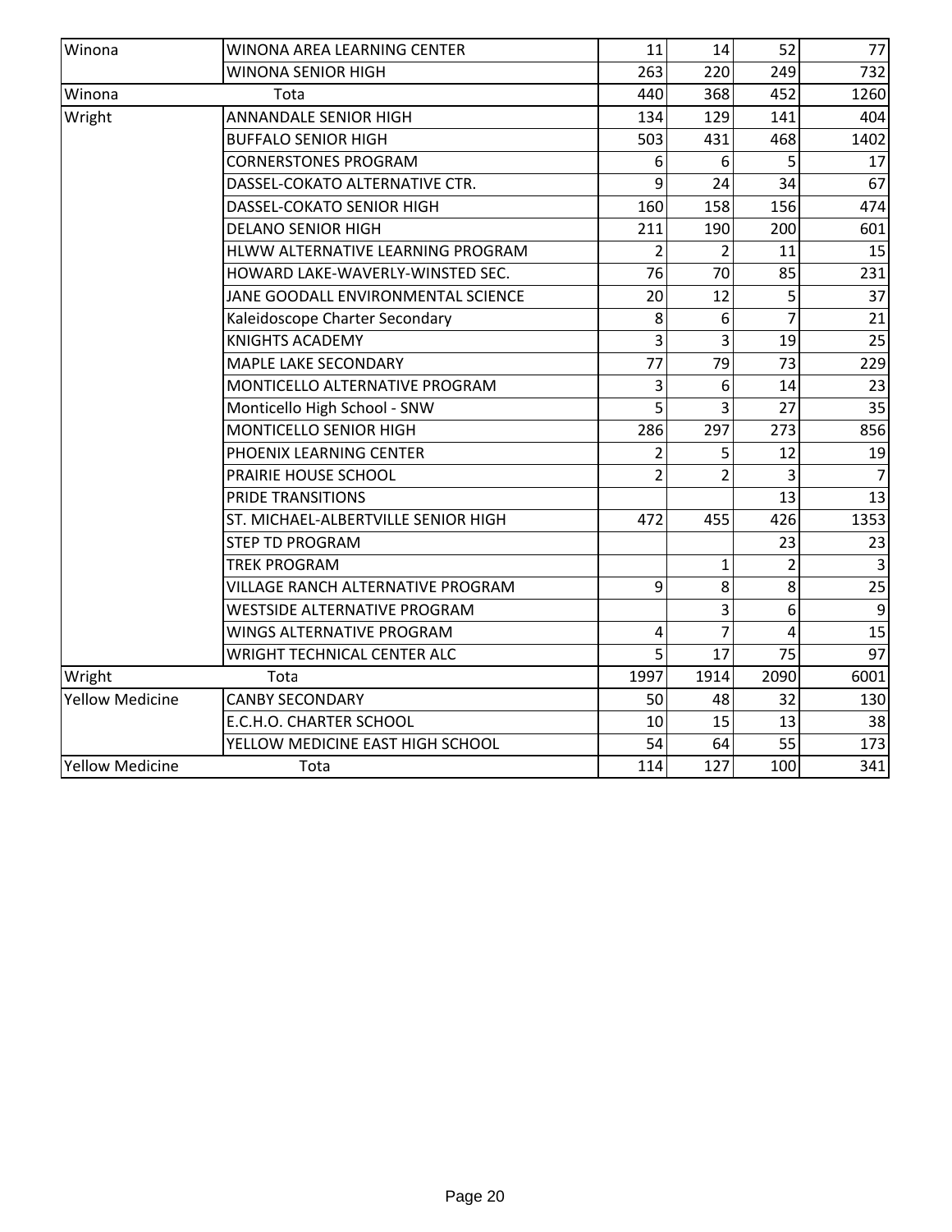| | | | | | |
|---|---|---|---|---|---|
| Winona | WINONA AREA LEARNING CENTER | 11 | 14 | 52 | 77 |
| | WINONA SENIOR HIGH | 263 | 220 | 249 | 732 |
| Winona | Tota | 440 | 368 | 452 | 1260 |
| Wright | ANNANDALE SENIOR HIGH | 134 | 129 | 141 | 404 |
| | BUFFALO SENIOR HIGH | 503 | 431 | 468 | 1402 |
| | CORNERSTONES PROGRAM | 6 | 6 | 5 | 17 |
| | DASSEL-COKATO ALTERNATIVE CTR. | 9 | 24 | 34 | 67 |
| | DASSEL-COKATO SENIOR HIGH | 160 | 158 | 156 | 474 |
| | DELANO SENIOR HIGH | 211 | 190 | 200 | 601 |
| | HLWW ALTERNATIVE LEARNING PROGRAM | 2 | 2 | 11 | 15 |
| | HOWARD LAKE-WAVERLY-WINSTED SEC. | 76 | 70 | 85 | 231 |
| | JANE GOODALL ENVIRONMENTAL SCIENCE | 20 | 12 | 5 | 37 |
| | Kaleidoscope Charter Secondary | 8 | 6 | 7 | 21 |
| | KNIGHTS ACADEMY | 3 | 3 | 19 | 25 |
| | MAPLE LAKE SECONDARY | 77 | 79 | 73 | 229 |
| | MONTICELLO ALTERNATIVE PROGRAM | 3 | 6 | 14 | 23 |
| | Monticello High School - SNW | 5 | 3 | 27 | 35 |
| | MONTICELLO SENIOR HIGH | 286 | 297 | 273 | 856 |
| | PHOENIX LEARNING CENTER | 2 | 5 | 12 | 19 |
| | PRAIRIE HOUSE SCHOOL | 2 | 2 | 3 | 7 |
| | PRIDE TRANSITIONS | | | 13 | 13 |
| | ST. MICHAEL-ALBERTVILLE SENIOR HIGH | 472 | 455 | 426 | 1353 |
| | STEP TD PROGRAM | | | 23 | 23 |
| | TREK PROGRAM | | 1 | 2 | 3 |
| | VILLAGE RANCH ALTERNATIVE PROGRAM | 9 | 8 | 8 | 25 |
| | WESTSIDE ALTERNATIVE PROGRAM | | 3 | 6 | 9 |
| | WINGS ALTERNATIVE PROGRAM | 4 | 7 | 4 | 15 |
| | WRIGHT TECHNICAL CENTER ALC | 5 | 17 | 75 | 97 |
| Wright | Tota | 1997 | 1914 | 2090 | 6001 |
| Yellow Medicine | CANBY SECONDARY | 50 | 48 | 32 | 130 |
| | E.C.H.O. CHARTER SCHOOL | 10 | 15 | 13 | 38 |
| | YELLOW MEDICINE EAST HIGH SCHOOL | 54 | 64 | 55 | 173 |
| Yellow Medicine | Tota | 114 | 127 | 100 | 341 |